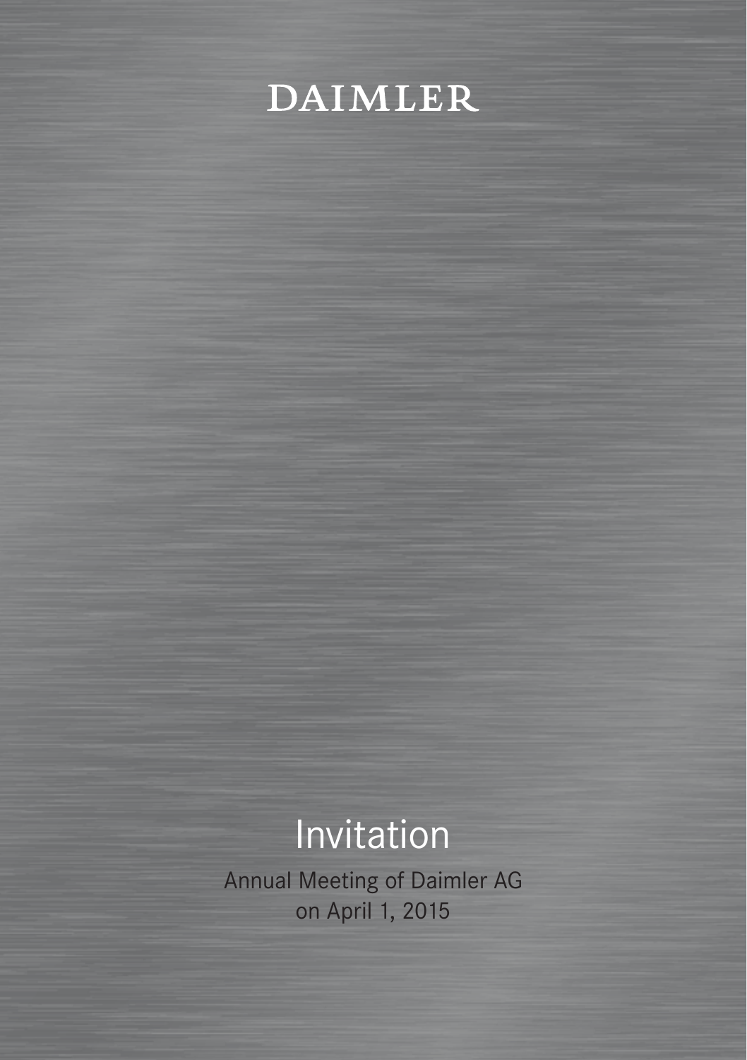DAIMLER

# Invitation

Annual Meeting of Daimler AG
on April 1, 2015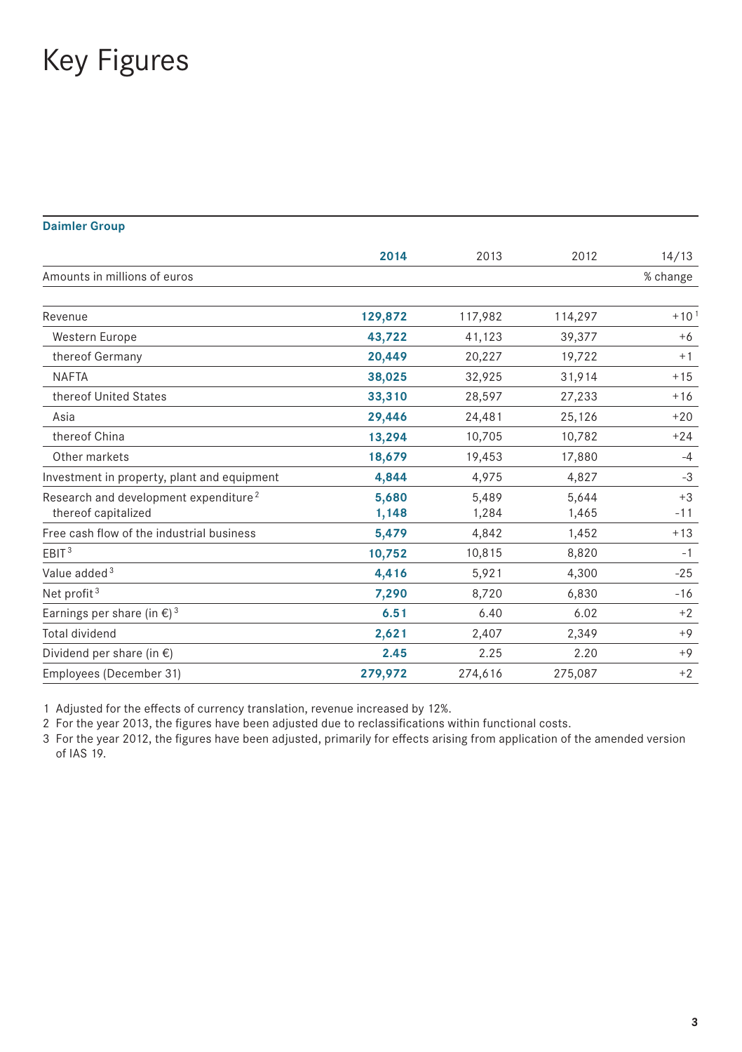# Key Figures

**Daimler Group**

| | **2014** | 2013 | 2012 | 14/13 |
|---|---|---|---|---|
| Amounts in millions of euros | | | | % change |
| Revenue | **129,872** | 117,982 | 114,297 | +10[1] |
| Western Europe | **43,722** | 41,123 | 39,377 | +6 |
| thereof Germany | **20,449** | 20,227 | 19,722 | +1 |
| NAFTA | **38,025** | 32,925 | 31,914 | +15 |
| thereof United States | **33,310** | 28,597 | 27,233 | +16 |
| Asia | **29,446** | 24,481 | 25,126 | +20 |
| thereof China | **13,294** | 10,705 | 10,782 | +24 |
| Other markets | **18,679** | 19,453 | 17,880 | -4 |
| Investment in property, plant and equipment | **4,844** | 4,975 | 4,827 | -3 |
| Research and development expenditure[2] | **5,680** | 5,489 | 5,644 | +3 |
| thereof capitalized | **1,148** | 1,284 | 1,465 | -11 |
| Free cash flow of the industrial business | **5,479** | 4,842 | 1,452 | +13 |
| EBIT[3] | **10,752** | 10,815 | 8,820 | -1 |
| Value added[3] | **4,416** | 5,921 | 4,300 | -25 |
| Net profit[3] | **7,290** | 8,720 | 6,830 | -16 |
| Earnings per share (in €)[3] | **6.51** | 6.40 | 6.02 | +2 |
| Total dividend | **2,621** | 2,407 | 2,349 | +9 |
| Dividend per share (in €) | **2.45** | 2.25 | 2.20 | +9 |
| Employees (December 31) | **279,972** | 274,616 | 275,087 | +2 |

1 Adjusted for the effects of currency translation, revenue increased by 12%.
2 For the year 2013, the figures have been adjusted due to reclassifications within functional costs.
3 For the year 2012, the figures have been adjusted, primarily for effects arising from application of the amended version of IAS 19.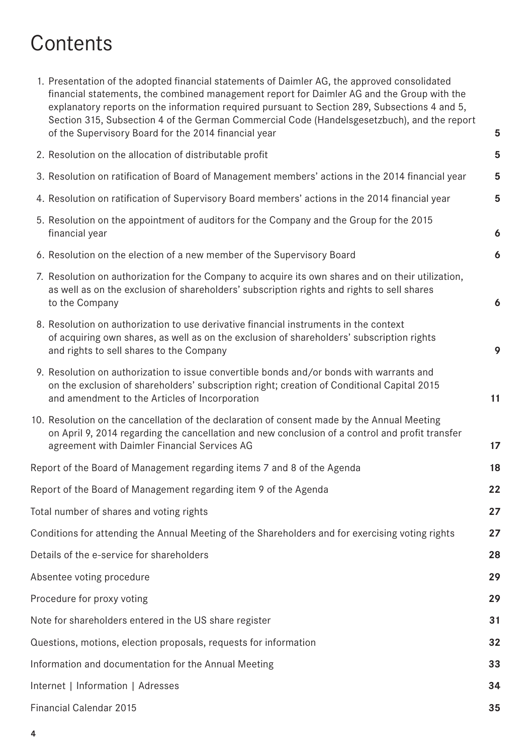# Contents

| | |
|---|---|
| 1. Presentation of the adopted financial statements of Daimler AG, the approved consolidated financial statements, the combined management report for Daimler AG and the Group with the explanatory reports on the information required pursuant to Section 289, Subsections 4 and 5, Section 315, Subsection 4 of the German Commercial Code (Handelsgesetzbuch), and the report of the Supervisory Board for the 2014 financial year | **5** |
| 2. Resolution on the allocation of distributable profit | **5** |
| 3. Resolution on ratification of Board of Management members' actions in the 2014 financial year | **5** |
| 4. Resolution on ratification of Supervisory Board members' actions in the 2014 financial year | **5** |
| 5. Resolution on the appointment of auditors for the Company and the Group for the 2015 financial year | **6** |
| 6. Resolution on the election of a new member of the Supervisory Board | **6** |
| 7. Resolution on authorization for the Company to acquire its own shares and on their utilization, as well as on the exclusion of shareholders' subscription rights and rights to sell shares to the Company | **6** |
| 8. Resolution on authorization to use derivative financial instruments in the context of acquiring own shares, as well as on the exclusion of shareholders' subscription rights and rights to sell shares to the Company | **9** |
| 9. Resolution on authorization to issue convertible bonds and/or bonds with warrants and on the exclusion of shareholders' subscription right; creation of Conditional Capital 2015 and amendment to the Articles of Incorporation | **11** |
| 10. Resolution on the cancellation of the declaration of consent made by the Annual Meeting on April 9, 2014 regarding the cancellation and new conclusion of a control and profit transfer agreement with Daimler Financial Services AG | **17** |
| Report of the Board of Management regarding items 7 and 8 of the Agenda | **18** |
| Report of the Board of Management regarding item 9 of the Agenda | **22** |
| Total number of shares and voting rights | **27** |
| Conditions for attending the Annual Meeting of the Shareholders and for exercising voting rights | **27** |
| Details of the e-service for shareholders | **28** |
| Absentee voting procedure | **29** |
| Procedure for proxy voting | **29** |
| Note for shareholders entered in the US share register | **31** |
| Questions, motions, election proposals, requests for information | **32** |
| Information and documentation for the Annual Meeting | **33** |
| Internet \| Information \| Adresses | **34** |
| Financial Calendar 2015 | **35** |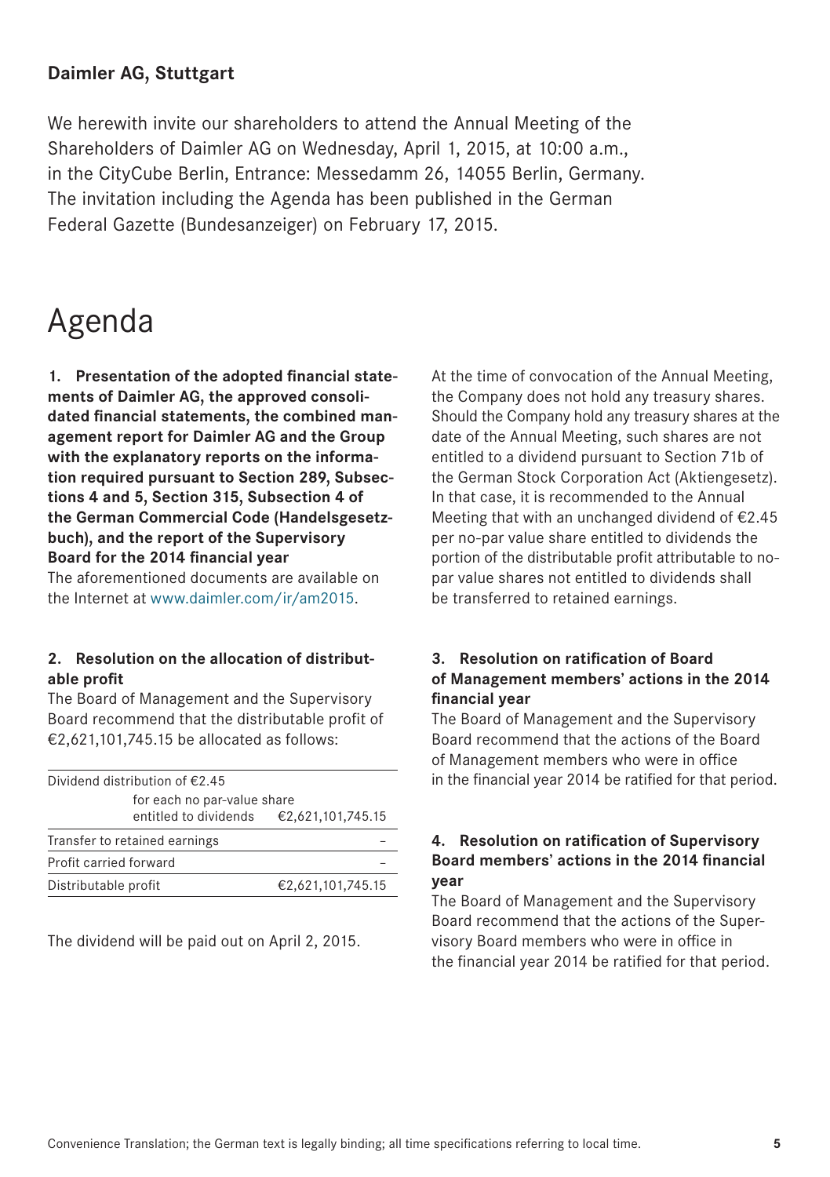**Daimler AG, Stuttgart**

We herewith invite our shareholders to attend the Annual Meeting of the Shareholders of Daimler AG on Wednesday, April 1, 2015, at 10:00 a.m., in the CityCube Berlin, Entrance: Messedamm 26, 14055 Berlin, Germany. The invitation including the Agenda has been published in the German Federal Gazette (Bundesanzeiger) on February 17, 2015.

# Agenda

**1. Presentation of the adopted financial statements of Daimler AG, the approved consolidated financial statements, the combined management report for Daimler AG and the Group with the explanatory reports on the information required pursuant to Section 289, Subsections 4 and 5, Section 315, Subsection 4 of the German Commercial Code (Handelsgesetzbuch), and the report of the Supervisory Board for the 2014 financial year**

The aforementioned documents are available on the Internet at www.daimler.com/ir/am2015.

**2. Resolution on the allocation of distributable profit**

The Board of Management and the Supervisory Board recommend that the distributable profit of €2,621,101,745.15 be allocated as follows:

| | |
|---|---|
| Dividend distribution of €2.45 for each no par-value share entitled to dividends | €2,621,101,745.15 |
| Transfer to retained earnings | – |
| Profit carried forward | – |
| Distributable profit | €2,621,101,745.15 |

The dividend will be paid out on April 2, 2015.

At the time of convocation of the Annual Meeting, the Company does not hold any treasury shares. Should the Company hold any treasury shares at the date of the Annual Meeting, such shares are not entitled to a dividend pursuant to Section 71b of the German Stock Corporation Act (Aktiengesetz). In that case, it is recommended to the Annual Meeting that with an unchanged dividend of €2.45 per no-par value share entitled to dividends the portion of the distributable profit attributable to no-par value shares not entitled to dividends shall be transferred to retained earnings.

**3. Resolution on ratification of Board of Management members' actions in the 2014 financial year**

The Board of Management and the Supervisory Board recommend that the actions of the Board of Management members who were in office in the financial year 2014 be ratified for that period.

**4. Resolution on ratification of Supervisory Board members' actions in the 2014 financial year**

The Board of Management and the Supervisory Board recommend that the actions of the Supervisory Board members who were in office in the financial year 2014 be ratified for that period.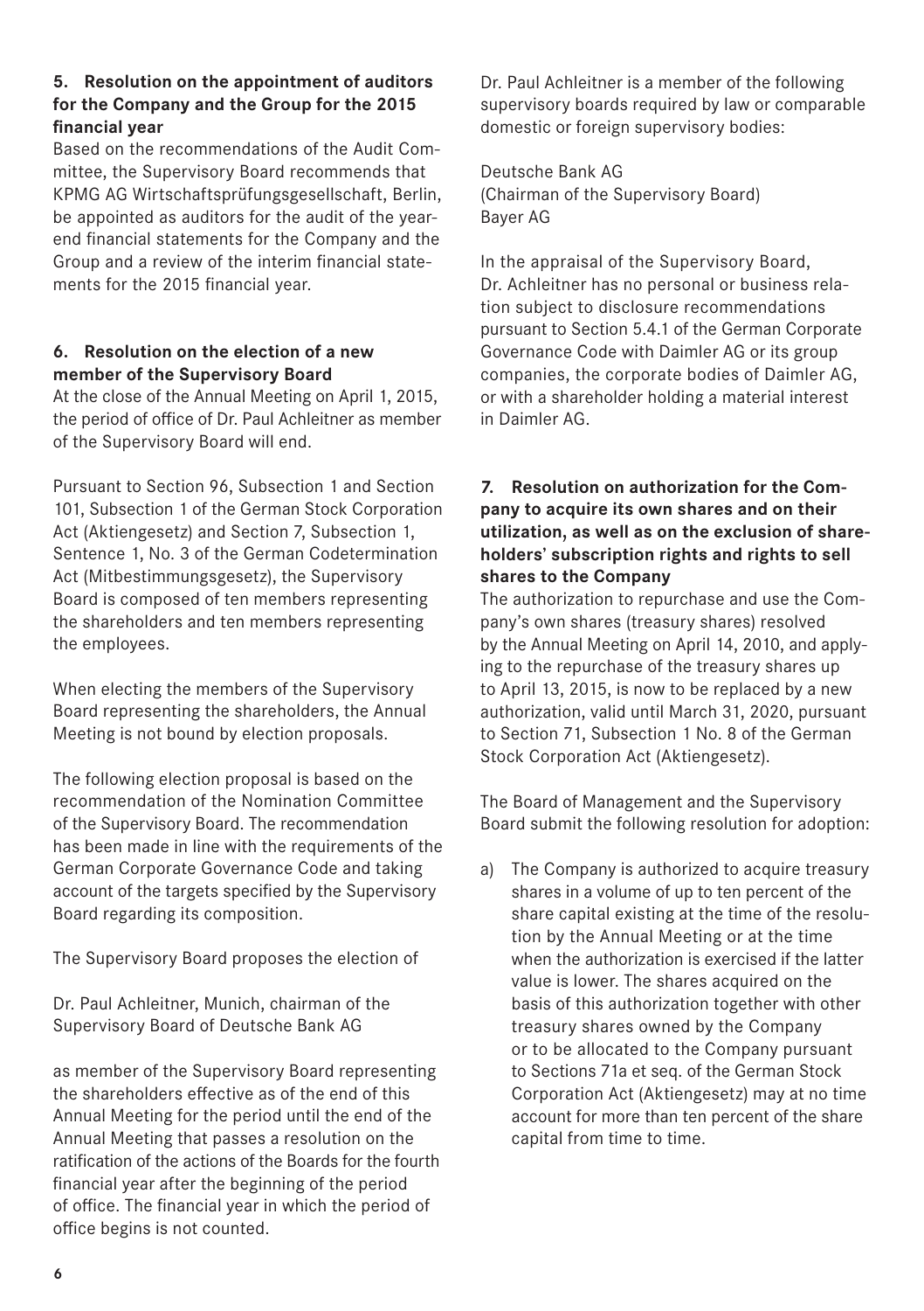### 5. Resolution on the appointment of auditors for the Company and the Group for the 2015 financial year

Based on the recommendations of the Audit Committee, the Supervisory Board recommends that KPMG AG Wirtschaftsprüfungsgesellschaft, Berlin, be appointed as auditors for the audit of the year-end financial statements for the Company and the Group and a review of the interim financial statements for the 2015 financial year.

### 6. Resolution on the election of a new member of the Supervisory Board

At the close of the Annual Meeting on April 1, 2015, the period of office of Dr. Paul Achleitner as member of the Supervisory Board will end.

Pursuant to Section 96, Subsection 1 and Section 101, Subsection 1 of the German Stock Corporation Act (Aktiengesetz) and Section 7, Subsection 1, Sentence 1, No. 3 of the German Codetermination Act (Mitbestimmungsgesetz), the Supervisory Board is composed of ten members representing the shareholders and ten members representing the employees.

When electing the members of the Supervisory Board representing the shareholders, the Annual Meeting is not bound by election proposals.

The following election proposal is based on the recommendation of the Nomination Committee of the Supervisory Board. The recommendation has been made in line with the requirements of the German Corporate Governance Code and taking account of the targets specified by the Supervisory Board regarding its composition.

The Supervisory Board proposes the election of

Dr. Paul Achleitner, Munich, chairman of the Supervisory Board of Deutsche Bank AG

as member of the Supervisory Board representing the shareholders effective as of the end of this Annual Meeting for the period until the end of the Annual Meeting that passes a resolution on the ratification of the actions of the Boards for the fourth financial year after the beginning of the period of office. The financial year in which the period of office begins is not counted.

Dr. Paul Achleitner is a member of the following supervisory boards required by law or comparable domestic or foreign supervisory bodies:

Deutsche Bank AG
(Chairman of the Supervisory Board)
Bayer AG

In the appraisal of the Supervisory Board, Dr. Achleitner has no personal or business relation subject to disclosure recommendations pursuant to Section 5.4.1 of the German Corporate Governance Code with Daimler AG or its group companies, the corporate bodies of Daimler AG, or with a shareholder holding a material interest in Daimler AG.

### 7. Resolution on authorization for the Company to acquire its own shares and on their utilization, as well as on the exclusion of shareholders' subscription rights and rights to sell shares to the Company

The authorization to repurchase and use the Company's own shares (treasury shares) resolved by the Annual Meeting on April 14, 2010, and applying to the repurchase of the treasury shares up to April 13, 2015, is now to be replaced by a new authorization, valid until March 31, 2020, pursuant to Section 71, Subsection 1 No. 8 of the German Stock Corporation Act (Aktiengesetz).

The Board of Management and the Supervisory Board submit the following resolution for adoption:

a) The Company is authorized to acquire treasury shares in a volume of up to ten percent of the share capital existing at the time of the resolution by the Annual Meeting or at the time when the authorization is exercised if the latter value is lower. The shares acquired on the basis of this authorization together with other treasury shares owned by the Company or to be allocated to the Company pursuant to Sections 71a et seq. of the German Stock Corporation Act (Aktiengesetz) may at no time account for more than ten percent of the share capital from time to time.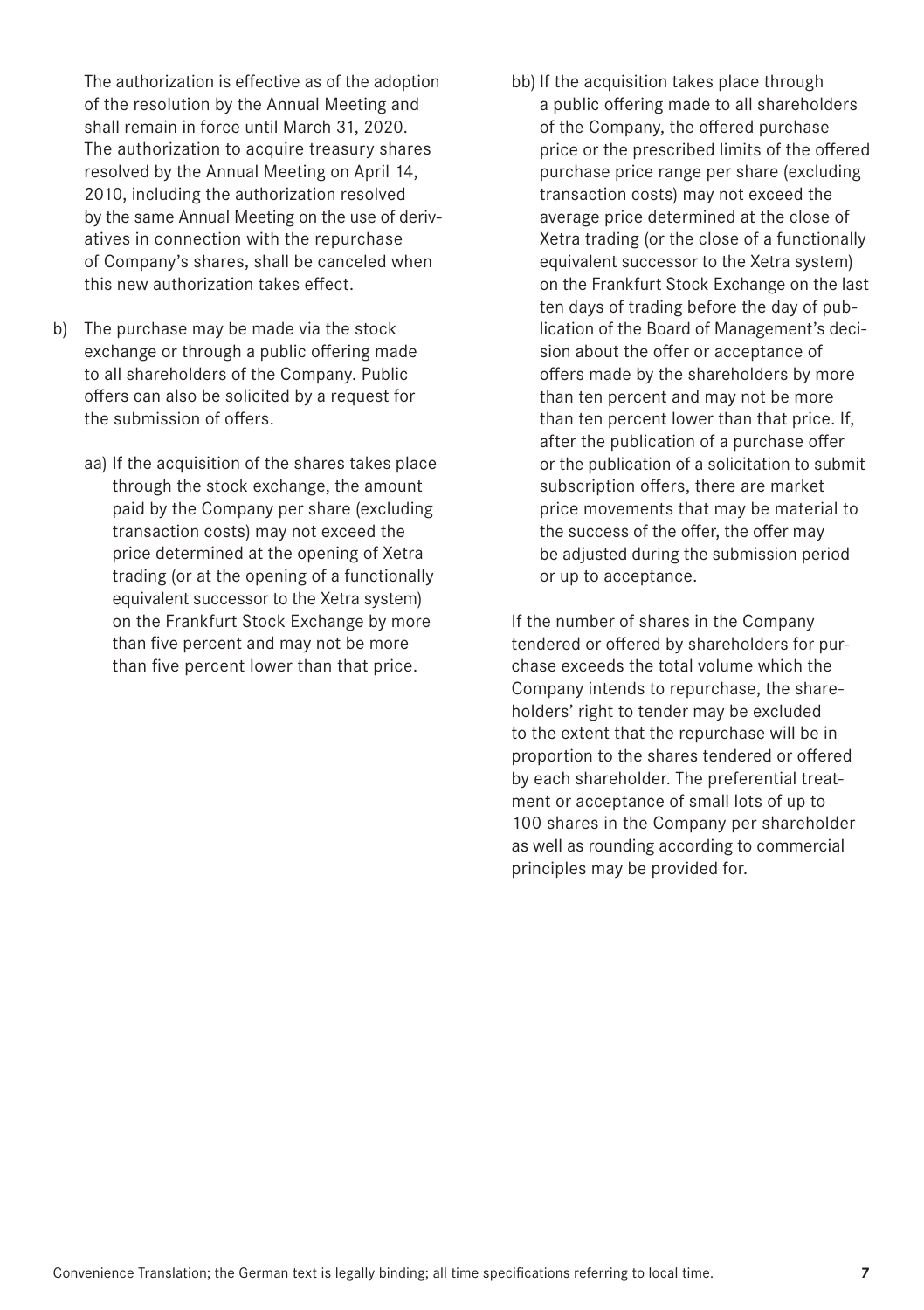The authorization is effective as of the adoption of the resolution by the Annual Meeting and shall remain in force until March 31, 2020. The authorization to acquire treasury shares resolved by the Annual Meeting on April 14, 2010, including the authorization resolved by the same Annual Meeting on the use of derivatives in connection with the repurchase of Company's shares, shall be canceled when this new authorization takes effect.

b) The purchase may be made via the stock exchange or through a public offering made to all shareholders of the Company. Public offers can also be solicited by a request for the submission of offers.

   aa) If the acquisition of the shares takes place through the stock exchange, the amount paid by the Company per share (excluding transaction costs) may not exceed the price determined at the opening of Xetra trading (or at the opening of a functionally equivalent successor to the Xetra system) on the Frankfurt Stock Exchange by more than five percent and may not be more than five percent lower than that price.

   bb) If the acquisition takes place through a public offering made to all shareholders of the Company, the offered purchase price or the prescribed limits of the offered purchase price range per share (excluding transaction costs) may not exceed the average price determined at the close of Xetra trading (or the close of a functionally equivalent successor to the Xetra system) on the Frankfurt Stock Exchange on the last ten days of trading before the day of publication of the Board of Management's decision about the offer or acceptance of offers made by the shareholders by more than ten percent and may not be more than ten percent lower than that price. If, after the publication of a purchase offer or the publication of a solicitation to submit subscription offers, there are market price movements that may be material to the success of the offer, the offer may be adjusted during the submission period or up to acceptance.

   If the number of shares in the Company tendered or offered by shareholders for purchase exceeds the total volume which the Company intends to repurchase, the shareholders' right to tender may be excluded to the extent that the repurchase will be in proportion to the shares tendered or offered by each shareholder. The preferential treatment or acceptance of small lots of up to 100 shares in the Company per shareholder as well as rounding according to commercial principles may be provided for.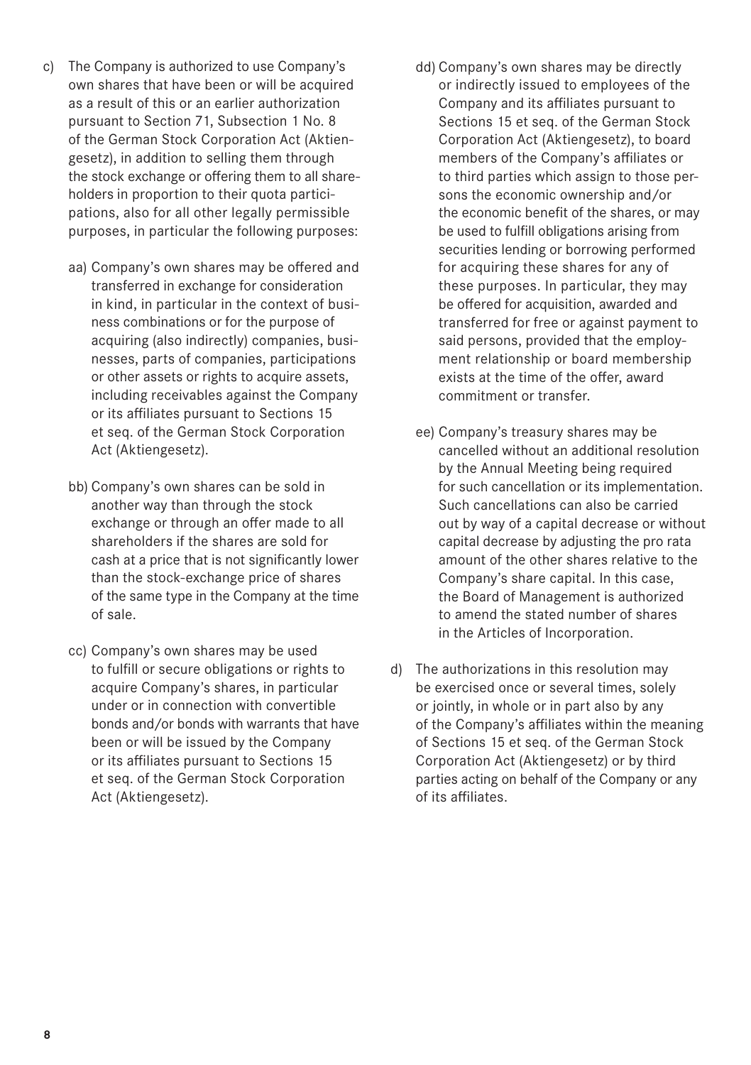c) The Company is authorized to use Company's own shares that have been or will be acquired as a result of this or an earlier authorization pursuant to Section 71, Subsection 1 No. 8 of the German Stock Corporation Act (Aktiengesetz), in addition to selling them through the stock exchange or offering them to all shareholders in proportion to their quota participations, also for all other legally permissible purposes, in particular the following purposes:

   aa) Company's own shares may be offered and transferred in exchange for consideration in kind, in particular in the context of business combinations or for the purpose of acquiring (also indirectly) companies, businesses, parts of companies, participations or other assets or rights to acquire assets, including receivables against the Company or its affiliates pursuant to Sections 15 et seq. of the German Stock Corporation Act (Aktiengesetz).

   bb) Company's own shares can be sold in another way than through the stock exchange or through an offer made to all shareholders if the shares are sold for cash at a price that is not significantly lower than the stock-exchange price of shares of the same type in the Company at the time of sale.

   cc) Company's own shares may be used to fulfill or secure obligations or rights to acquire Company's shares, in particular under or in connection with convertible bonds and/or bonds with warrants that have been or will be issued by the Company or its affiliates pursuant to Sections 15 et seq. of the German Stock Corporation Act (Aktiengesetz).

   dd) Company's own shares may be directly or indirectly issued to employees of the Company and its affiliates pursuant to Sections 15 et seq. of the German Stock Corporation Act (Aktiengesetz), to board members of the Company's affiliates or to third parties which assign to those persons the economic ownership and/or the economic benefit of the shares, or may be used to fulfill obligations arising from securities lending or borrowing performed for acquiring these shares for any of these purposes. In particular, they may be offered for acquisition, awarded and transferred for free or against payment to said persons, provided that the employment relationship or board membership exists at the time of the offer, award commitment or transfer.

   ee) Company's treasury shares may be cancelled without an additional resolution by the Annual Meeting being required for such cancellation or its implementation. Such cancellations can also be carried out by way of a capital decrease or without capital decrease by adjusting the pro rata amount of the other shares relative to the Company's share capital. In this case, the Board of Management is authorized to amend the stated number of shares in the Articles of Incorporation.

d) The authorizations in this resolution may be exercised once or several times, solely or jointly, in whole or in part also by any of the Company's affiliates within the meaning of Sections 15 et seq. of the German Stock Corporation Act (Aktiengesetz) or by third parties acting on behalf of the Company or any of its affiliates.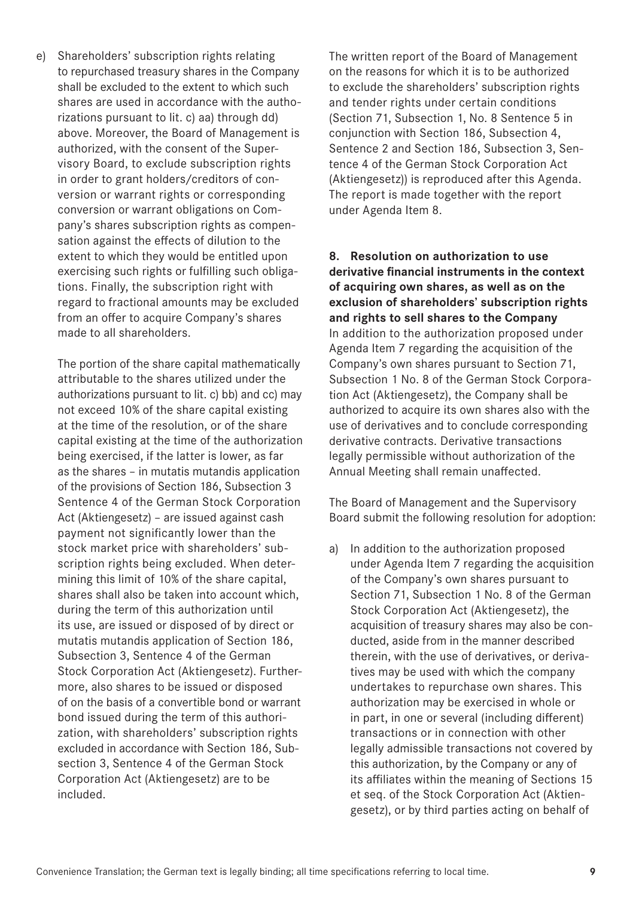e) Shareholders' subscription rights relating to repurchased treasury shares in the Company shall be excluded to the extent to which such shares are used in accordance with the authorizations pursuant to lit. c) aa) through dd) above. Moreover, the Board of Management is authorized, with the consent of the Supervisory Board, to exclude subscription rights in order to grant holders/creditors of conversion or warrant rights or corresponding conversion or warrant obligations on Company's shares subscription rights as compensation against the effects of dilution to the extent to which they would be entitled upon exercising such rights or fulfilling such obligations. Finally, the subscription right with regard to fractional amounts may be excluded from an offer to acquire Company's shares made to all shareholders.

   The portion of the share capital mathematically attributable to the shares utilized under the authorizations pursuant to lit. c) bb) and cc) may not exceed 10% of the share capital existing at the time of the resolution, or of the share capital existing at the time of the authorization being exercised, if the latter is lower, as far as the shares – in mutatis mutandis application of the provisions of Section 186, Subsection 3 Sentence 4 of the German Stock Corporation Act (Aktiengesetz) – are issued against cash payment not significantly lower than the stock market price with shareholders' subscription rights being excluded. When determining this limit of 10% of the share capital, shares shall also be taken into account which, during the term of this authorization until its use, are issued or disposed of by direct or mutatis mutandis application of Section 186, Subsection 3, Sentence 4 of the German Stock Corporation Act (Aktiengesetz). Furthermore, also shares to be issued or disposed of on the basis of a convertible bond or warrant bond issued during the term of this authorization, with shareholders' subscription rights excluded in accordance with Section 186, Subsection 3, Sentence 4 of the German Stock Corporation Act (Aktiengesetz) are to be included.

The written report of the Board of Management on the reasons for which it is to be authorized to exclude the shareholders' subscription rights and tender rights under certain conditions (Section 71, Subsection 1, No. 8 Sentence 5 in conjunction with Section 186, Subsection 4, Sentence 2 and Section 186, Subsection 3, Sentence 4 of the German Stock Corporation Act (Aktiengesetz)) is reproduced after this Agenda. The report is made together with the report under Agenda Item 8.

**8. Resolution on authorization to use derivative financial instruments in the context of acquiring own shares, as well as on the exclusion of shareholders' subscription rights and rights to sell shares to the Company**

In addition to the authorization proposed under Agenda Item 7 regarding the acquisition of the Company's own shares pursuant to Section 71, Subsection 1 No. 8 of the German Stock Corporation Act (Aktiengesetz), the Company shall be authorized to acquire its own shares also with the use of derivatives and to conclude corresponding derivative contracts. Derivative transactions legally permissible without authorization of the Annual Meeting shall remain unaffected.

The Board of Management and the Supervisory Board submit the following resolution for adoption:

a) In addition to the authorization proposed under Agenda Item 7 regarding the acquisition of the Company's own shares pursuant to Section 71, Subsection 1 No. 8 of the German Stock Corporation Act (Aktiengesetz), the acquisition of treasury shares may also be conducted, aside from in the manner described therein, with the use of derivatives, or derivatives may be used with which the company undertakes to repurchase own shares. This authorization may be exercised in whole or in part, in one or several (including different) transactions or in connection with other legally admissible transactions not covered by this authorization, by the Company or any of its affiliates within the meaning of Sections 15 et seq. of the Stock Corporation Act (Aktiengesetz), or by third parties acting on behalf of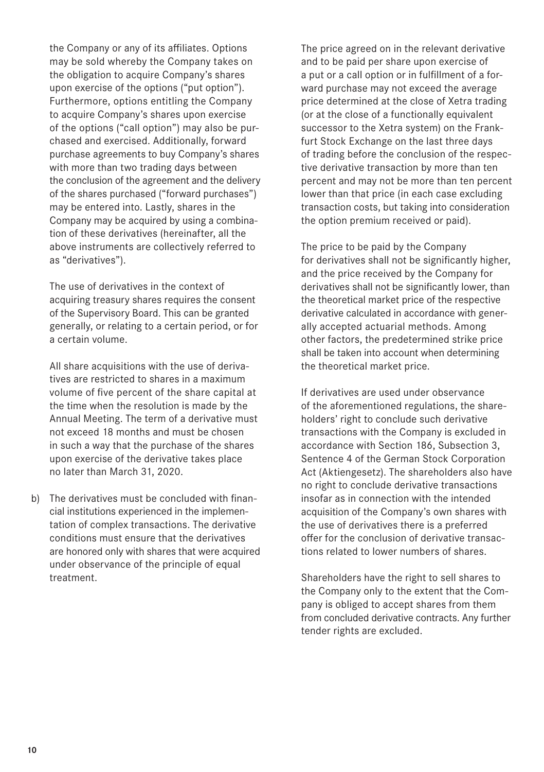the Company or any of its affiliates. Options may be sold whereby the Company takes on the obligation to acquire Company's shares upon exercise of the options ("put option"). Furthermore, options entitling the Company to acquire Company's shares upon exercise of the options ("call option") may also be purchased and exercised. Additionally, forward purchase agreements to buy Company's shares with more than two trading days between the conclusion of the agreement and the delivery of the shares purchased ("forward purchases") may be entered into. Lastly, shares in the Company may be acquired by using a combination of these derivatives (hereinafter, all the above instruments are collectively referred to as "derivatives").

The use of derivatives in the context of acquiring treasury shares requires the consent of the Supervisory Board. This can be granted generally, or relating to a certain period, or for a certain volume.

All share acquisitions with the use of derivatives are restricted to shares in a maximum volume of five percent of the share capital at the time when the resolution is made by the Annual Meeting. The term of a derivative must not exceed 18 months and must be chosen in such a way that the purchase of the shares upon exercise of the derivative takes place no later than March 31, 2020.

b) The derivatives must be concluded with financial institutions experienced in the implementation of complex transactions. The derivative conditions must ensure that the derivatives are honored only with shares that were acquired under observance of the principle of equal treatment.

The price agreed on in the relevant derivative and to be paid per share upon exercise of a put or a call option or in fulfillment of a forward purchase may not exceed the average price determined at the close of Xetra trading (or at the close of a functionally equivalent successor to the Xetra system) on the Frankfurt Stock Exchange on the last three days of trading before the conclusion of the respective derivative transaction by more than ten percent and may not be more than ten percent lower than that price (in each case excluding transaction costs, but taking into consideration the option premium received or paid).

The price to be paid by the Company for derivatives shall not be significantly higher, and the price received by the Company for derivatives shall not be significantly lower, than the theoretical market price of the respective derivative calculated in accordance with generally accepted actuarial methods. Among other factors, the predetermined strike price shall be taken into account when determining the theoretical market price.

If derivatives are used under observance of the aforementioned regulations, the shareholders' right to conclude such derivative transactions with the Company is excluded in accordance with Section 186, Subsection 3, Sentence 4 of the German Stock Corporation Act (Aktiengesetz). The shareholders also have no right to conclude derivative transactions insofar as in connection with the intended acquisition of the Company's own shares with the use of derivatives there is a preferred offer for the conclusion of derivative transactions related to lower numbers of shares.

Shareholders have the right to sell shares to the Company only to the extent that the Company is obliged to accept shares from them from concluded derivative contracts. Any further tender rights are excluded.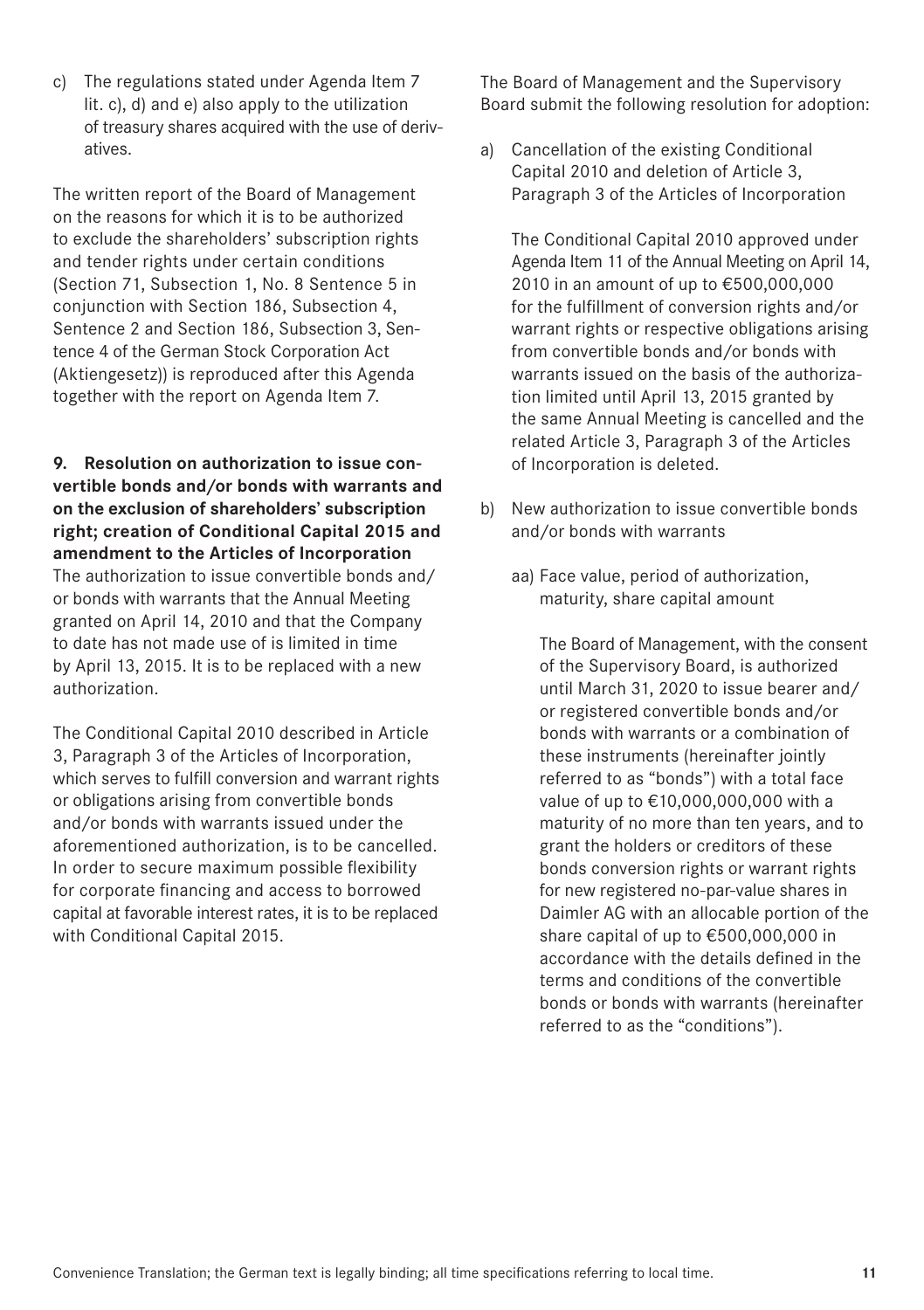c) The regulations stated under Agenda Item 7 lit. c), d) and e) also apply to the utilization of treasury shares acquired with the use of derivatives.

The written report of the Board of Management on the reasons for which it is to be authorized to exclude the shareholders' subscription rights and tender rights under certain conditions (Section 71, Subsection 1, No. 8 Sentence 5 in conjunction with Section 186, Subsection 4, Sentence 2 and Section 186, Subsection 3, Sentence 4 of the German Stock Corporation Act (Aktiengesetz)) is reproduced after this Agenda together with the report on Agenda Item 7.

**9. Resolution on authorization to issue convertible bonds and/or bonds with warrants and on the exclusion of shareholders' subscription right; creation of Conditional Capital 2015 and amendment to the Articles of Incorporation**

The authorization to issue convertible bonds and/or bonds with warrants that the Annual Meeting granted on April 14, 2010 and that the Company to date has not made use of is limited in time by April 13, 2015. It is to be replaced with a new authorization.

The Conditional Capital 2010 described in Article 3, Paragraph 3 of the Articles of Incorporation, which serves to fulfill conversion and warrant rights or obligations arising from convertible bonds and/or bonds with warrants issued under the aforementioned authorization, is to be cancelled. In order to secure maximum possible flexibility for corporate financing and access to borrowed capital at favorable interest rates, it is to be replaced with Conditional Capital 2015.

The Board of Management and the Supervisory Board submit the following resolution for adoption:

a) Cancellation of the existing Conditional Capital 2010 and deletion of Article 3, Paragraph 3 of the Articles of Incorporation

   The Conditional Capital 2010 approved under Agenda Item 11 of the Annual Meeting on April 14, 2010 in an amount of up to €500,000,000 for the fulfillment of conversion rights and/or warrant rights or respective obligations arising from convertible bonds and/or bonds with warrants issued on the basis of the authorization limited until April 13, 2015 granted by the same Annual Meeting is cancelled and the related Article 3, Paragraph 3 of the Articles of Incorporation is deleted.

b) New authorization to issue convertible bonds and/or bonds with warrants

   aa) Face value, period of authorization, maturity, share capital amount

   The Board of Management, with the consent of the Supervisory Board, is authorized until March 31, 2020 to issue bearer and/or registered convertible bonds and/or bonds with warrants or a combination of these instruments (hereinafter jointly referred to as "bonds") with a total face value of up to €10,000,000,000 with a maturity of no more than ten years, and to grant the holders or creditors of these bonds conversion rights or warrant rights for new registered no-par-value shares in Daimler AG with an allocable portion of the share capital of up to €500,000,000 in accordance with the details defined in the terms and conditions of the convertible bonds or bonds with warrants (hereinafter referred to as the "conditions").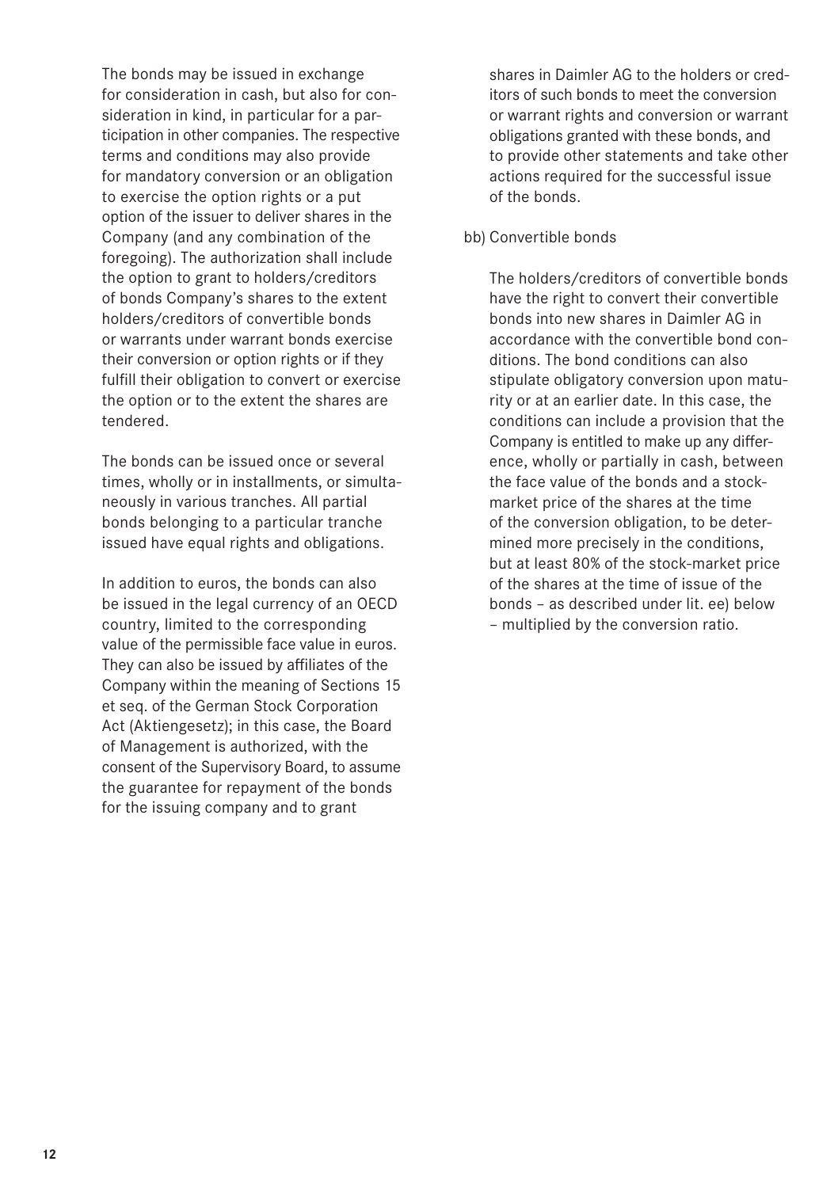The bonds may be issued in exchange for consideration in cash, but also for consideration in kind, in particular for a participation in other companies. The respective terms and conditions may also provide for mandatory conversion or an obligation to exercise the option rights or a put option of the issuer to deliver shares in the Company (and any combination of the foregoing). The authorization shall include the option to grant to holders/creditors of bonds Company's shares to the extent holders/creditors of convertible bonds or warrants under warrant bonds exercise their conversion or option rights or if they fulfill their obligation to convert or exercise the option or to the extent the shares are tendered.

The bonds can be issued once or several times, wholly or in installments, or simultaneously in various tranches. All partial bonds belonging to a particular tranche issued have equal rights and obligations.

In addition to euros, the bonds can also be issued in the legal currency of an OECD country, limited to the corresponding value of the permissible face value in euros. They can also be issued by affiliates of the Company within the meaning of Sections 15 et seq. of the German Stock Corporation Act (Aktiengesetz); in this case, the Board of Management is authorized, with the consent of the Supervisory Board, to assume the guarantee for repayment of the bonds for the issuing company and to grant shares in Daimler AG to the holders or creditors of such bonds to meet the conversion or warrant rights and conversion or warrant obligations granted with these bonds, and to provide other statements and take other actions required for the successful issue of the bonds.

bb) Convertible bonds

The holders/creditors of convertible bonds have the right to convert their convertible bonds into new shares in Daimler AG in accordance with the convertible bond conditions. The bond conditions can also stipulate obligatory conversion upon maturity or at an earlier date. In this case, the conditions can include a provision that the Company is entitled to make up any difference, wholly or partially in cash, between the face value of the bonds and a stock-market price of the shares at the time of the conversion obligation, to be determined more precisely in the conditions, but at least 80% of the stock-market price of the shares at the time of issue of the bonds – as described under lit. ee) below – multiplied by the conversion ratio.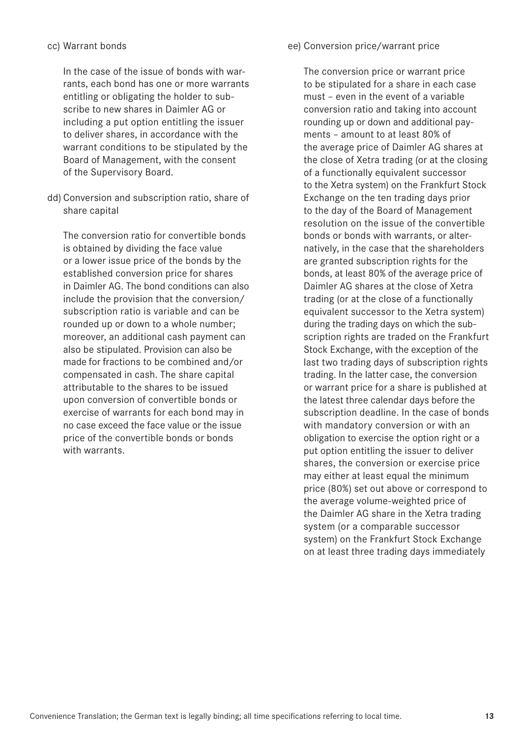cc) Warrant bonds

In the case of the issue of bonds with warrants, each bond has one or more warrants entitling or obligating the holder to subscribe to new shares in Daimler AG or including a put option entitling the issuer to deliver shares, in accordance with the warrant conditions to be stipulated by the Board of Management, with the consent of the Supervisory Board.

dd) Conversion and subscription ratio, share of share capital

The conversion ratio for convertible bonds is obtained by dividing the face value or a lower issue price of the bonds by the established conversion price for shares in Daimler AG. The bond conditions can also include the provision that the conversion/subscription ratio is variable and can be rounded up or down to a whole number; moreover, an additional cash payment can also be stipulated. Provision can also be made for fractions to be combined and/or compensated in cash. The share capital attributable to the shares to be issued upon conversion of convertible bonds or exercise of warrants for each bond may in no case exceed the face value or the issue price of the convertible bonds or bonds with warrants.

ee) Conversion price/warrant price

The conversion price or warrant price to be stipulated for a share in each case must – even in the event of a variable conversion ratio and taking into account rounding up or down and additional payments – amount to at least 80% of the average price of Daimler AG shares at the close of Xetra trading (or at the closing of a functionally equivalent successor to the Xetra system) on the Frankfurt Stock Exchange on the ten trading days prior to the day of the Board of Management resolution on the issue of the convertible bonds or bonds with warrants, or alternatively, in the case that the shareholders are granted subscription rights for the bonds, at least 80% of the average price of Daimler AG shares at the close of Xetra trading (or at the close of a functionally equivalent successor to the Xetra system) during the trading days on which the subscription rights are traded on the Frankfurt Stock Exchange, with the exception of the last two trading days of subscription rights trading. In the latter case, the conversion or warrant price for a share is published at the latest three calendar days before the subscription deadline. In the case of bonds with mandatory conversion or with an obligation to exercise the option right or a put option entitling the issuer to deliver shares, the conversion or exercise price may either at least equal the minimum price (80%) set out above or correspond to the average volume-weighted price of the Daimler AG share in the Xetra trading system (or a comparable successor system) on the Frankfurt Stock Exchange on at least three trading days immediately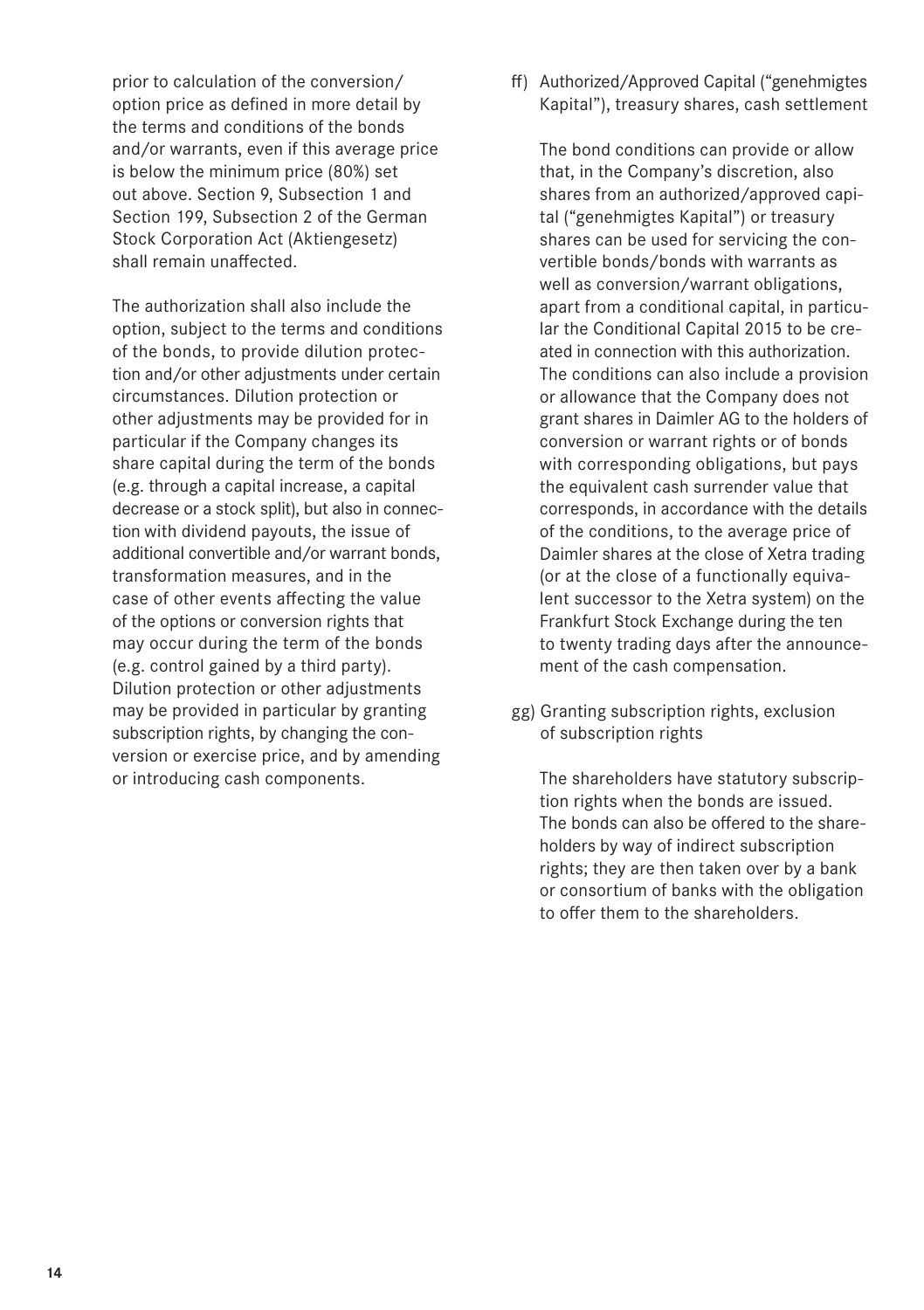prior to calculation of the conversion/option price as defined in more detail by the terms and conditions of the bonds and/or warrants, even if this average price is below the minimum price (80%) set out above. Section 9, Subsection 1 and Section 199, Subsection 2 of the German Stock Corporation Act (Aktiengesetz) shall remain unaffected.

The authorization shall also include the option, subject to the terms and conditions of the bonds, to provide dilution protection and/or other adjustments under certain circumstances. Dilution protection or other adjustments may be provided for in particular if the Company changes its share capital during the term of the bonds (e.g. through a capital increase, a capital decrease or a stock split), but also in connection with dividend payouts, the issue of additional convertible and/or warrant bonds, transformation measures, and in the case of other events affecting the value of the options or conversion rights that may occur during the term of the bonds (e.g. control gained by a third party). Dilution protection or other adjustments may be provided in particular by granting subscription rights, by changing the conversion or exercise price, and by amending or introducing cash components.

ff) Authorized/Approved Capital ("genehmigtes Kapital"), treasury shares, cash settlement

The bond conditions can provide or allow that, in the Company's discretion, also shares from an authorized/approved capital ("genehmigtes Kapital") or treasury shares can be used for servicing the convertible bonds/bonds with warrants as well as conversion/warrant obligations, apart from a conditional capital, in particular the Conditional Capital 2015 to be created in connection with this authorization. The conditions can also include a provision or allowance that the Company does not grant shares in Daimler AG to the holders of conversion or warrant rights or of bonds with corresponding obligations, but pays the equivalent cash surrender value that corresponds, in accordance with the details of the conditions, to the average price of Daimler shares at the close of Xetra trading (or at the close of a functionally equivalent successor to the Xetra system) on the Frankfurt Stock Exchange during the ten to twenty trading days after the announcement of the cash compensation.

gg) Granting subscription rights, exclusion of subscription rights

The shareholders have statutory subscription rights when the bonds are issued. The bonds can also be offered to the shareholders by way of indirect subscription rights; they are then taken over by a bank or consortium of banks with the obligation to offer them to the shareholders.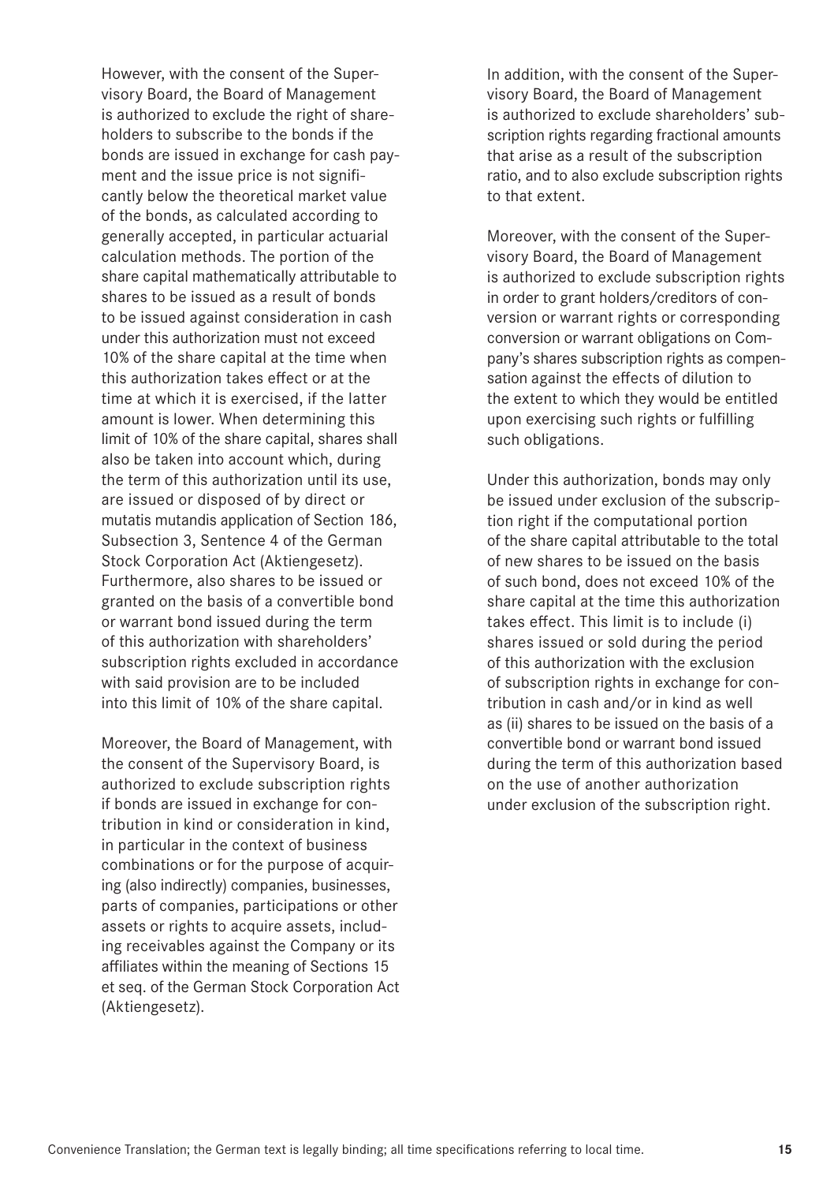However, with the consent of the Supervisory Board, the Board of Management is authorized to exclude the right of shareholders to subscribe to the bonds if the bonds are issued in exchange for cash payment and the issue price is not significantly below the theoretical market value of the bonds, as calculated according to generally accepted, in particular actuarial calculation methods. The portion of the share capital mathematically attributable to shares to be issued as a result of bonds to be issued against consideration in cash under this authorization must not exceed 10% of the share capital at the time when this authorization takes effect or at the time at which it is exercised, if the latter amount is lower. When determining this limit of 10% of the share capital, shares shall also be taken into account which, during the term of this authorization until its use, are issued or disposed of by direct or mutatis mutandis application of Section 186, Subsection 3, Sentence 4 of the German Stock Corporation Act (Aktiengesetz). Furthermore, also shares to be issued or granted on the basis of a convertible bond or warrant bond issued during the term of this authorization with shareholders' subscription rights excluded in accordance with said provision are to be included into this limit of 10% of the share capital.

Moreover, the Board of Management, with the consent of the Supervisory Board, is authorized to exclude subscription rights if bonds are issued in exchange for contribution in kind or consideration in kind, in particular in the context of business combinations or for the purpose of acquiring (also indirectly) companies, businesses, parts of companies, participations or other assets or rights to acquire assets, including receivables against the Company or its affiliates within the meaning of Sections 15 et seq. of the German Stock Corporation Act (Aktiengesetz).

In addition, with the consent of the Supervisory Board, the Board of Management is authorized to exclude shareholders' subscription rights regarding fractional amounts that arise as a result of the subscription ratio, and to also exclude subscription rights to that extent.

Moreover, with the consent of the Supervisory Board, the Board of Management is authorized to exclude subscription rights in order to grant holders/creditors of conversion or warrant rights or corresponding conversion or warrant obligations on Company's shares subscription rights as compensation against the effects of dilution to the extent to which they would be entitled upon exercising such rights or fulfilling such obligations.

Under this authorization, bonds may only be issued under exclusion of the subscription right if the computational portion of the share capital attributable to the total of new shares to be issued on the basis of such bond, does not exceed 10% of the share capital at the time this authorization takes effect. This limit is to include (i) shares issued or sold during the period of this authorization with the exclusion of subscription rights in exchange for contribution in cash and/or in kind as well as (ii) shares to be issued on the basis of a convertible bond or warrant bond issued during the term of this authorization based on the use of another authorization under exclusion of the subscription right.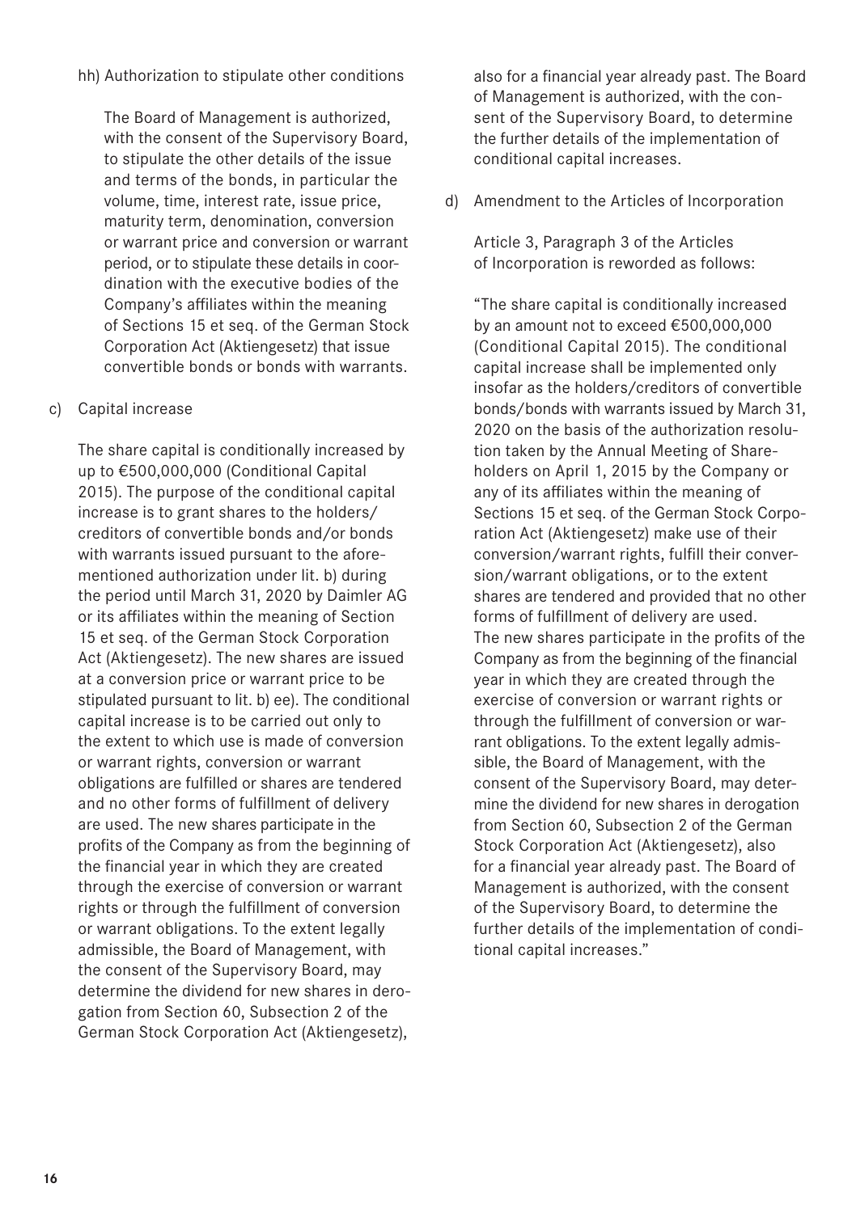hh) Authorization to stipulate other conditions

The Board of Management is authorized, with the consent of the Supervisory Board, to stipulate the other details of the issue and terms of the bonds, in particular the volume, time, interest rate, issue price, maturity term, denomination, conversion or warrant price and conversion or warrant period, or to stipulate these details in coordination with the executive bodies of the Company's affiliates within the meaning of Sections 15 et seq. of the German Stock Corporation Act (Aktiengesetz) that issue convertible bonds or bonds with warrants.

c) Capital increase

The share capital is conditionally increased by up to €500,000,000 (Conditional Capital 2015). The purpose of the conditional capital increase is to grant shares to the holders/creditors of convertible bonds and/or bonds with warrants issued pursuant to the aforementioned authorization under lit. b) during the period until March 31, 2020 by Daimler AG or its affiliates within the meaning of Section 15 et seq. of the German Stock Corporation Act (Aktiengesetz). The new shares are issued at a conversion price or warrant price to be stipulated pursuant to lit. b) ee). The conditional capital increase is to be carried out only to the extent to which use is made of conversion or warrant rights, conversion or warrant obligations are fulfilled or shares are tendered and no other forms of fulfillment of delivery are used. The new shares participate in the profits of the Company as from the beginning of the financial year in which they are created through the exercise of conversion or warrant rights or through the fulfillment of conversion or warrant obligations. To the extent legally admissible, the Board of Management, with the consent of the Supervisory Board, may determine the dividend for new shares in derogation from Section 60, Subsection 2 of the German Stock Corporation Act (Aktiengesetz), also for a financial year already past. The Board of Management is authorized, with the consent of the Supervisory Board, to determine the further details of the implementation of conditional capital increases.

d) Amendment to the Articles of Incorporation

Article 3, Paragraph 3 of the Articles of Incorporation is reworded as follows:

"The share capital is conditionally increased by an amount not to exceed €500,000,000 (Conditional Capital 2015). The conditional capital increase shall be implemented only insofar as the holders/creditors of convertible bonds/bonds with warrants issued by March 31, 2020 on the basis of the authorization resolution taken by the Annual Meeting of Shareholders on April 1, 2015 by the Company or any of its affiliates within the meaning of Sections 15 et seq. of the German Stock Corporation Act (Aktiengesetz) make use of their conversion/warrant rights, fulfill their conversion/warrant obligations, or to the extent shares are tendered and provided that no other forms of fulfillment of delivery are used. The new shares participate in the profits of the Company as from the beginning of the financial year in which they are created through the exercise of conversion or warrant rights or through the fulfillment of conversion or warrant obligations. To the extent legally admissible, the Board of Management, with the consent of the Supervisory Board, may determine the dividend for new shares in derogation from Section 60, Subsection 2 of the German Stock Corporation Act (Aktiengesetz), also for a financial year already past. The Board of Management is authorized, with the consent of the Supervisory Board, to determine the further details of the implementation of conditional capital increases."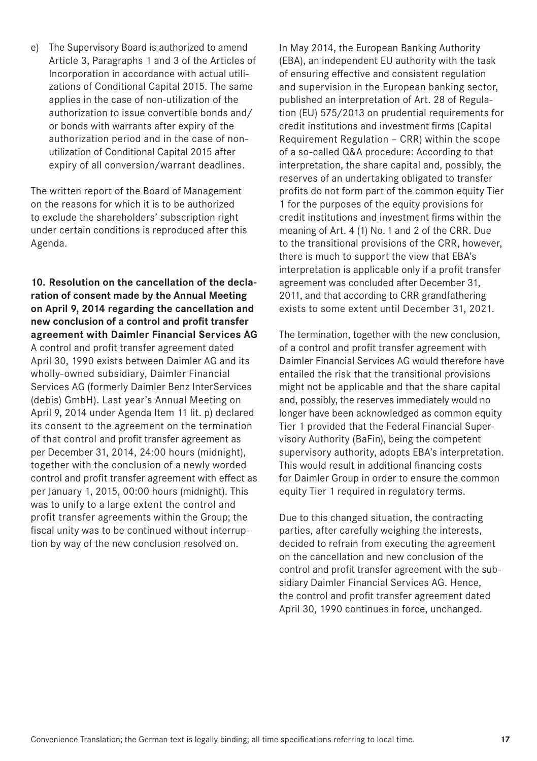e) The Supervisory Board is authorized to amend Article 3, Paragraphs 1 and 3 of the Articles of Incorporation in accordance with actual utilizations of Conditional Capital 2015. The same applies in the case of non-utilization of the authorization to issue convertible bonds and/or bonds with warrants after expiry of the authorization period and in the case of non-utilization of Conditional Capital 2015 after expiry of all conversion/warrant deadlines.

The written report of the Board of Management on the reasons for which it is to be authorized to exclude the shareholders' subscription right under certain conditions is reproduced after this Agenda.

**10. Resolution on the cancellation of the declaration of consent made by the Annual Meeting on April 9, 2014 regarding the cancellation and new conclusion of a control and profit transfer agreement with Daimler Financial Services AG**

A control and profit transfer agreement dated April 30, 1990 exists between Daimler AG and its wholly-owned subsidiary, Daimler Financial Services AG (formerly Daimler Benz InterServices (debis) GmbH). Last year's Annual Meeting on April 9, 2014 under Agenda Item 11 lit. p) declared its consent to the agreement on the termination of that control and profit transfer agreement as per December 31, 2014, 24:00 hours (midnight), together with the conclusion of a newly worded control and profit transfer agreement with effect as per January 1, 2015, 00:00 hours (midnight). This was to unify to a large extent the control and profit transfer agreements within the Group; the fiscal unity was to be continued without interruption by way of the new conclusion resolved on.

In May 2014, the European Banking Authority (EBA), an independent EU authority with the task of ensuring effective and consistent regulation and supervision in the European banking sector, published an interpretation of Art. 28 of Regulation (EU) 575/2013 on prudential requirements for credit institutions and investment firms (Capital Requirement Regulation – CRR) within the scope of a so-called Q&A procedure: According to that interpretation, the share capital and, possibly, the reserves of an undertaking obligated to transfer profits do not form part of the common equity Tier 1 for the purposes of the equity provisions for credit institutions and investment firms within the meaning of Art. 4 (1) No. 1 and 2 of the CRR. Due to the transitional provisions of the CRR, however, there is much to support the view that EBA's interpretation is applicable only if a profit transfer agreement was concluded after December 31, 2011, and that according to CRR grandfathering exists to some extent until December 31, 2021.

The termination, together with the new conclusion, of a control and profit transfer agreement with Daimler Financial Services AG would therefore have entailed the risk that the transitional provisions might not be applicable and that the share capital and, possibly, the reserves immediately would no longer have been acknowledged as common equity Tier 1 provided that the Federal Financial Supervisory Authority (BaFin), being the competent supervisory authority, adopts EBA's interpretation. This would result in additional financing costs for Daimler Group in order to ensure the common equity Tier 1 required in regulatory terms.

Due to this changed situation, the contracting parties, after carefully weighing the interests, decided to refrain from executing the agreement on the cancellation and new conclusion of the control and profit transfer agreement with the subsidiary Daimler Financial Services AG. Hence, the control and profit transfer agreement dated April 30, 1990 continues in force, unchanged.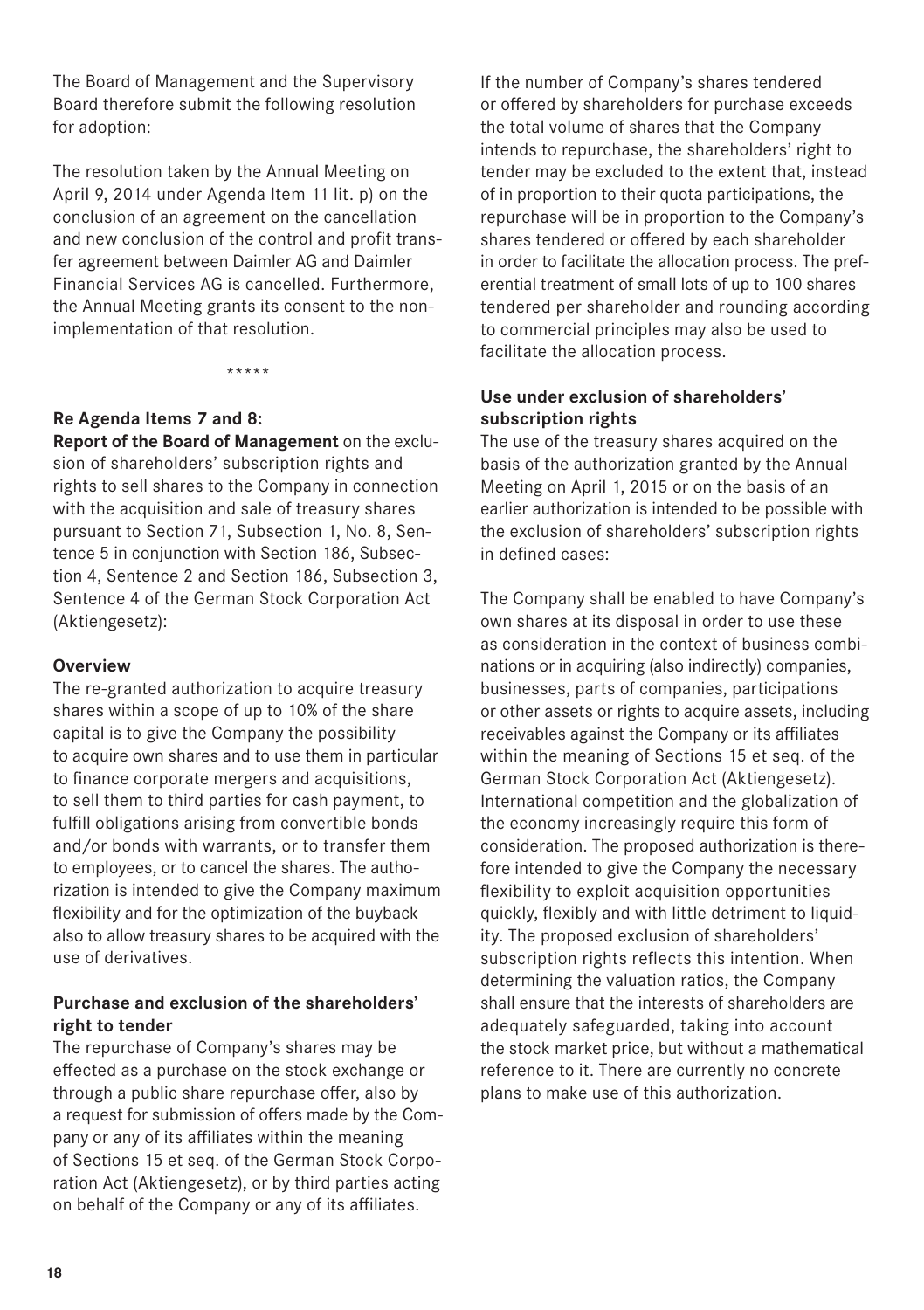The Board of Management and the Supervisory Board therefore submit the following resolution for adoption:

The resolution taken by the Annual Meeting on April 9, 2014 under Agenda Item 11 lit. p) on the conclusion of an agreement on the cancellation and new conclusion of the control and profit transfer agreement between Daimler AG and Daimler Financial Services AG is cancelled. Furthermore, the Annual Meeting grants its consent to the non-implementation of that resolution.

\*\*\*\*\*

**Re Agenda Items 7 and 8:**
**Report of the Board of Management** on the exclusion of shareholders' subscription rights and rights to sell shares to the Company in connection with the acquisition and sale of treasury shares pursuant to Section 71, Subsection 1, No. 8, Sentence 5 in conjunction with Section 186, Subsection 4, Sentence 2 and Section 186, Subsection 3, Sentence 4 of the German Stock Corporation Act (Aktiengesetz):

**Overview**
The re-granted authorization to acquire treasury shares within a scope of up to 10% of the share capital is to give the Company the possibility to acquire own shares and to use them in particular to finance corporate mergers and acquisitions, to sell them to third parties for cash payment, to fulfill obligations arising from convertible bonds and/or bonds with warrants, or to transfer them to employees, or to cancel the shares. The authorization is intended to give the Company maximum flexibility and for the optimization of the buyback also to allow treasury shares to be acquired with the use of derivatives.

**Purchase and exclusion of the shareholders' right to tender**
The repurchase of Company's shares may be effected as a purchase on the stock exchange or through a public share repurchase offer, also by a request for submission of offers made by the Company or any of its affiliates within the meaning of Sections 15 et seq. of the German Stock Corporation Act (Aktiengesetz), or by third parties acting on behalf of the Company or any of its affiliates.

If the number of Company's shares tendered or offered by shareholders for purchase exceeds the total volume of shares that the Company intends to repurchase, the shareholders' right to tender may be excluded to the extent that, instead of in proportion to their quota participations, the repurchase will be in proportion to the Company's shares tendered or offered by each shareholder in order to facilitate the allocation process. The preferential treatment of small lots of up to 100 shares tendered per shareholder and rounding according to commercial principles may also be used to facilitate the allocation process.

**Use under exclusion of shareholders' subscription rights**
The use of the treasury shares acquired on the basis of the authorization granted by the Annual Meeting on April 1, 2015 or on the basis of an earlier authorization is intended to be possible with the exclusion of shareholders' subscription rights in defined cases:

The Company shall be enabled to have Company's own shares at its disposal in order to use these as consideration in the context of business combinations or in acquiring (also indirectly) companies, businesses, parts of companies, participations or other assets or rights to acquire assets, including receivables against the Company or its affiliates within the meaning of Sections 15 et seq. of the German Stock Corporation Act (Aktiengesetz). International competition and the globalization of the economy increasingly require this form of consideration. The proposed authorization is therefore intended to give the Company the necessary flexibility to exploit acquisition opportunities quickly, flexibly and with little detriment to liquidity. The proposed exclusion of shareholders' subscription rights reflects this intention. When determining the valuation ratios, the Company shall ensure that the interests of shareholders are adequately safeguarded, taking into account the stock market price, but without a mathematical reference to it. There are currently no concrete plans to make use of this authorization.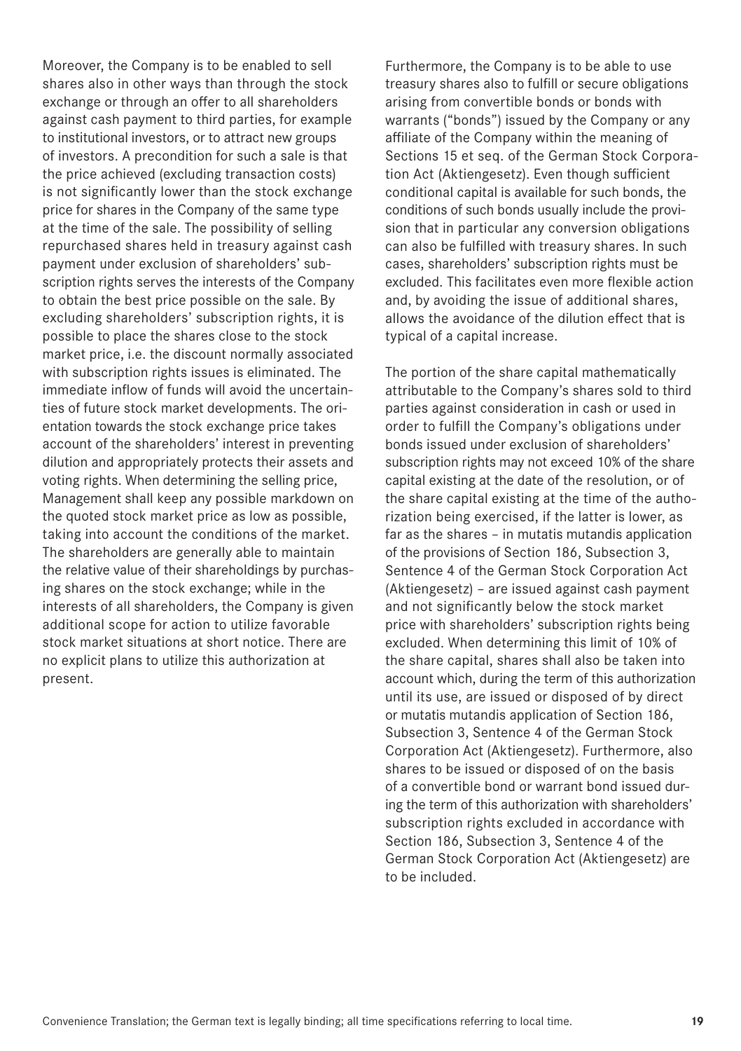Moreover, the Company is to be enabled to sell shares also in other ways than through the stock exchange or through an offer to all shareholders against cash payment to third parties, for example to institutional investors, or to attract new groups of investors. A precondition for such a sale is that the price achieved (excluding transaction costs) is not significantly lower than the stock exchange price for shares in the Company of the same type at the time of the sale. The possibility of selling repurchased shares held in treasury against cash payment under exclusion of shareholders' subscription rights serves the interests of the Company to obtain the best price possible on the sale. By excluding shareholders' subscription rights, it is possible to place the shares close to the stock market price, i.e. the discount normally associated with subscription rights issues is eliminated. The immediate inflow of funds will avoid the uncertainties of future stock market developments. The orientation towards the stock exchange price takes account of the shareholders' interest in preventing dilution and appropriately protects their assets and voting rights. When determining the selling price, Management shall keep any possible markdown on the quoted stock market price as low as possible, taking into account the conditions of the market. The shareholders are generally able to maintain the relative value of their shareholdings by purchasing shares on the stock exchange; while in the interests of all shareholders, the Company is given additional scope for action to utilize favorable stock market situations at short notice. There are no explicit plans to utilize this authorization at present.

Furthermore, the Company is to be able to use treasury shares also to fulfill or secure obligations arising from convertible bonds or bonds with warrants ("bonds") issued by the Company or any affiliate of the Company within the meaning of Sections 15 et seq. of the German Stock Corporation Act (Aktiengesetz). Even though sufficient conditional capital is available for such bonds, the conditions of such bonds usually include the provision that in particular any conversion obligations can also be fulfilled with treasury shares. In such cases, shareholders' subscription rights must be excluded. This facilitates even more flexible action and, by avoiding the issue of additional shares, allows the avoidance of the dilution effect that is typical of a capital increase.

The portion of the share capital mathematically attributable to the Company's shares sold to third parties against consideration in cash or used in order to fulfill the Company's obligations under bonds issued under exclusion of shareholders' subscription rights may not exceed 10% of the share capital existing at the date of the resolution, or of the share capital existing at the time of the authorization being exercised, if the latter is lower, as far as the shares – in mutatis mutandis application of the provisions of Section 186, Subsection 3, Sentence 4 of the German Stock Corporation Act (Aktiengesetz) – are issued against cash payment and not significantly below the stock market price with shareholders' subscription rights being excluded. When determining this limit of 10% of the share capital, shares shall also be taken into account which, during the term of this authorization until its use, are issued or disposed of by direct or mutatis mutandis application of Section 186, Subsection 3, Sentence 4 of the German Stock Corporation Act (Aktiengesetz). Furthermore, also shares to be issued or disposed of on the basis of a convertible bond or warrant bond issued during the term of this authorization with shareholders' subscription rights excluded in accordance with Section 186, Subsection 3, Sentence 4 of the German Stock Corporation Act (Aktiengesetz) are to be included.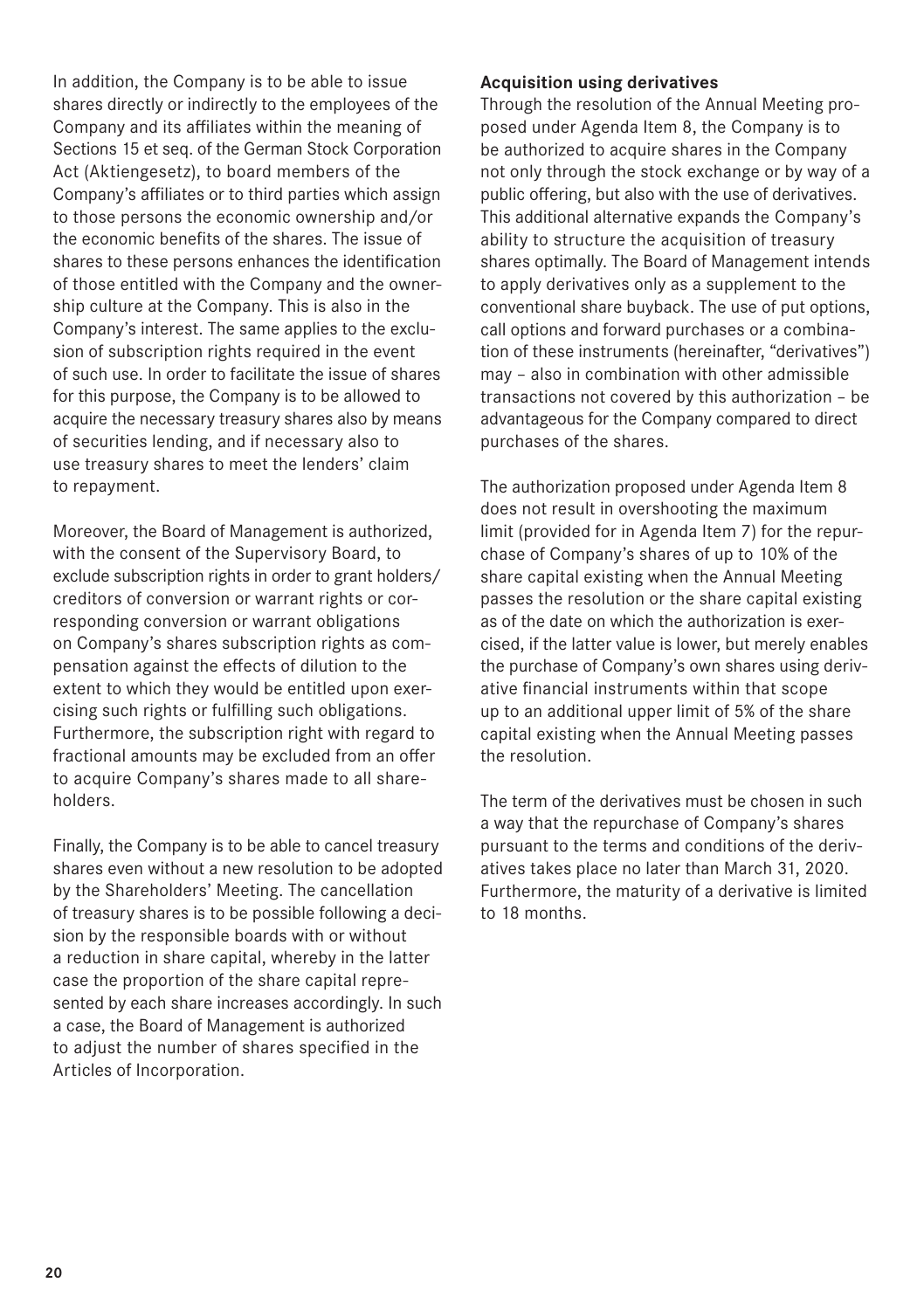In addition, the Company is to be able to issue shares directly or indirectly to the employees of the Company and its affiliates within the meaning of Sections 15 et seq. of the German Stock Corporation Act (Aktiengesetz), to board members of the Company's affiliates or to third parties which assign to those persons the economic ownership and/or the economic benefits of the shares. The issue of shares to these persons enhances the identification of those entitled with the Company and the ownership culture at the Company. This is also in the Company's interest. The same applies to the exclusion of subscription rights required in the event of such use. In order to facilitate the issue of shares for this purpose, the Company is to be allowed to acquire the necessary treasury shares also by means of securities lending, and if necessary also to use treasury shares to meet the lenders' claim to repayment.

Moreover, the Board of Management is authorized, with the consent of the Supervisory Board, to exclude subscription rights in order to grant holders/creditors of conversion or warrant rights or corresponding conversion or warrant obligations on Company's shares subscription rights as compensation against the effects of dilution to the extent to which they would be entitled upon exercising such rights or fulfilling such obligations. Furthermore, the subscription right with regard to fractional amounts may be excluded from an offer to acquire Company's shares made to all shareholders.

Finally, the Company is to be able to cancel treasury shares even without a new resolution to be adopted by the Shareholders' Meeting. The cancellation of treasury shares is to be possible following a decision by the responsible boards with or without a reduction in share capital, whereby in the latter case the proportion of the share capital represented by each share increases accordingly. In such a case, the Board of Management is authorized to adjust the number of shares specified in the Articles of Incorporation.

**Acquisition using derivatives**

Through the resolution of the Annual Meeting proposed under Agenda Item 8, the Company is to be authorized to acquire shares in the Company not only through the stock exchange or by way of a public offering, but also with the use of derivatives. This additional alternative expands the Company's ability to structure the acquisition of treasury shares optimally. The Board of Management intends to apply derivatives only as a supplement to the conventional share buyback. The use of put options, call options and forward purchases or a combination of these instruments (hereinafter, "derivatives") may – also in combination with other admissible transactions not covered by this authorization – be advantageous for the Company compared to direct purchases of the shares.

The authorization proposed under Agenda Item 8 does not result in overshooting the maximum limit (provided for in Agenda Item 7) for the repurchase of Company's shares of up to 10% of the share capital existing when the Annual Meeting passes the resolution or the share capital existing as of the date on which the authorization is exercised, if the latter value is lower, but merely enables the purchase of Company's own shares using derivative financial instruments within that scope up to an additional upper limit of 5% of the share capital existing when the Annual Meeting passes the resolution.

The term of the derivatives must be chosen in such a way that the repurchase of Company's shares pursuant to the terms and conditions of the derivatives takes place no later than March 31, 2020. Furthermore, the maturity of a derivative is limited to 18 months.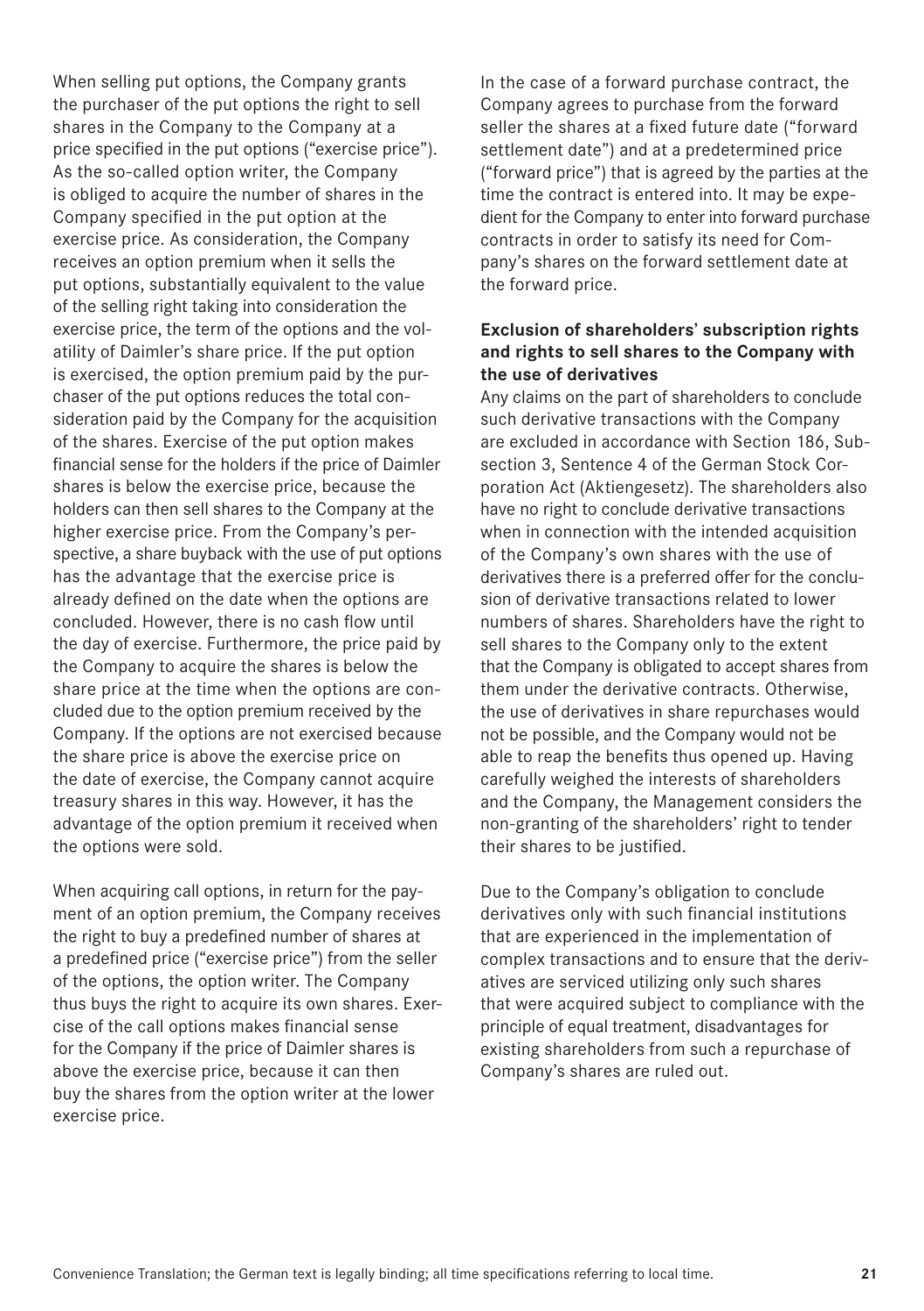When selling put options, the Company grants the purchaser of the put options the right to sell shares in the Company to the Company at a price specified in the put options ("exercise price"). As the so-called option writer, the Company is obliged to acquire the number of shares in the Company specified in the put option at the exercise price. As consideration, the Company receives an option premium when it sells the put options, substantially equivalent to the value of the selling right taking into consideration the exercise price, the term of the options and the volatility of Daimler's share price. If the put option is exercised, the option premium paid by the purchaser of the put options reduces the total consideration paid by the Company for the acquisition of the shares. Exercise of the put option makes financial sense for the holders if the price of Daimler shares is below the exercise price, because the holders can then sell shares to the Company at the higher exercise price. From the Company's perspective, a share buyback with the use of put options has the advantage that the exercise price is already defined on the date when the options are concluded. However, there is no cash flow until the day of exercise. Furthermore, the price paid by the Company to acquire the shares is below the share price at the time when the options are concluded due to the option premium received by the Company. If the options are not exercised because the share price is above the exercise price on the date of exercise, the Company cannot acquire treasury shares in this way. However, it has the advantage of the option premium it received when the options were sold.

When acquiring call options, in return for the payment of an option premium, the Company receives the right to buy a predefined number of shares at a predefined price ("exercise price") from the seller of the options, the option writer. The Company thus buys the right to acquire its own shares. Exercise of the call options makes financial sense for the Company if the price of Daimler shares is above the exercise price, because it can then buy the shares from the option writer at the lower exercise price.

In the case of a forward purchase contract, the Company agrees to purchase from the forward seller the shares at a fixed future date ("forward settlement date") and at a predetermined price ("forward price") that is agreed by the parties at the time the contract is entered into. It may be expedient for the Company to enter into forward purchase contracts in order to satisfy its need for Company's shares on the forward settlement date at the forward price.

**Exclusion of shareholders' subscription rights and rights to sell shares to the Company with the use of derivatives**

Any claims on the part of shareholders to conclude such derivative transactions with the Company are excluded in accordance with Section 186, Subsection 3, Sentence 4 of the German Stock Corporation Act (Aktiengesetz). The shareholders also have no right to conclude derivative transactions when in connection with the intended acquisition of the Company's own shares with the use of derivatives there is a preferred offer for the conclusion of derivative transactions related to lower numbers of shares. Shareholders have the right to sell shares to the Company only to the extent that the Company is obligated to accept shares from them under the derivative contracts. Otherwise, the use of derivatives in share repurchases would not be possible, and the Company would not be able to reap the benefits thus opened up. Having carefully weighed the interests of shareholders and the Company, the Management considers the non-granting of the shareholders' right to tender their shares to be justified.

Due to the Company's obligation to conclude derivatives only with such financial institutions that are experienced in the implementation of complex transactions and to ensure that the derivatives are serviced utilizing only such shares that were acquired subject to compliance with the principle of equal treatment, disadvantages for existing shareholders from such a repurchase of Company's shares are ruled out.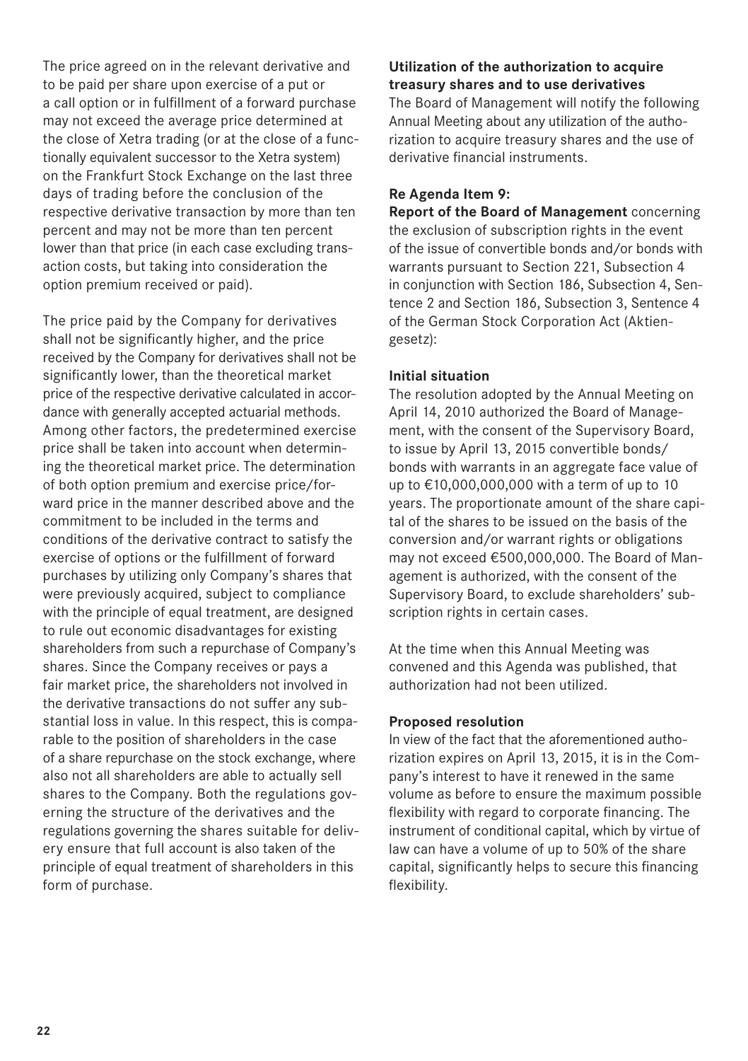The price agreed on in the relevant derivative and to be paid per share upon exercise of a put or a call option or in fulfillment of a forward purchase may not exceed the average price determined at the close of Xetra trading (or at the close of a functionally equivalent successor to the Xetra system) on the Frankfurt Stock Exchange on the last three days of trading before the conclusion of the respective derivative transaction by more than ten percent and may not be more than ten percent lower than that price (in each case excluding transaction costs, but taking into consideration the option premium received or paid).

The price paid by the Company for derivatives shall not be significantly higher, and the price received by the Company for derivatives shall not be significantly lower, than the theoretical market price of the respective derivative calculated in accordance with generally accepted actuarial methods. Among other factors, the predetermined exercise price shall be taken into account when determining the theoretical market price. The determination of both option premium and exercise price/forward price in the manner described above and the commitment to be included in the terms and conditions of the derivative contract to satisfy the exercise of options or the fulfillment of forward purchases by utilizing only Company's shares that were previously acquired, subject to compliance with the principle of equal treatment, are designed to rule out economic disadvantages for existing shareholders from such a repurchase of Company's shares. Since the Company receives or pays a fair market price, the shareholders not involved in the derivative transactions do not suffer any substantial loss in value. In this respect, this is comparable to the position of shareholders in the case of a share repurchase on the stock exchange, where also not all shareholders are able to actually sell shares to the Company. Both the regulations governing the structure of the derivatives and the regulations governing the shares suitable for delivery ensure that full account is also taken of the principle of equal treatment of shareholders in this form of purchase.

**Utilization of the authorization to acquire treasury shares and to use derivatives**

The Board of Management will notify the following Annual Meeting about any utilization of the authorization to acquire treasury shares and the use of derivative financial instruments.

**Re Agenda Item 9:**

**Report of the Board of Management** concerning the exclusion of subscription rights in the event of the issue of convertible bonds and/or bonds with warrants pursuant to Section 221, Subsection 4 in conjunction with Section 186, Subsection 4, Sentence 2 and Section 186, Subsection 3, Sentence 4 of the German Stock Corporation Act (Aktiengesetz):

**Initial situation**

The resolution adopted by the Annual Meeting on April 14, 2010 authorized the Board of Management, with the consent of the Supervisory Board, to issue by April 13, 2015 convertible bonds/bonds with warrants in an aggregate face value of up to €10,000,000,000 with a term of up to 10 years. The proportionate amount of the share capital of the shares to be issued on the basis of the conversion and/or warrant rights or obligations may not exceed €500,000,000. The Board of Management is authorized, with the consent of the Supervisory Board, to exclude shareholders' subscription rights in certain cases.

At the time when this Annual Meeting was convened and this Agenda was published, that authorization had not been utilized.

**Proposed resolution**

In view of the fact that the aforementioned authorization expires on April 13, 2015, it is in the Company's interest to have it renewed in the same volume as before to ensure the maximum possible flexibility with regard to corporate financing. The instrument of conditional capital, which by virtue of law can have a volume of up to 50% of the share capital, significantly helps to secure this financing flexibility.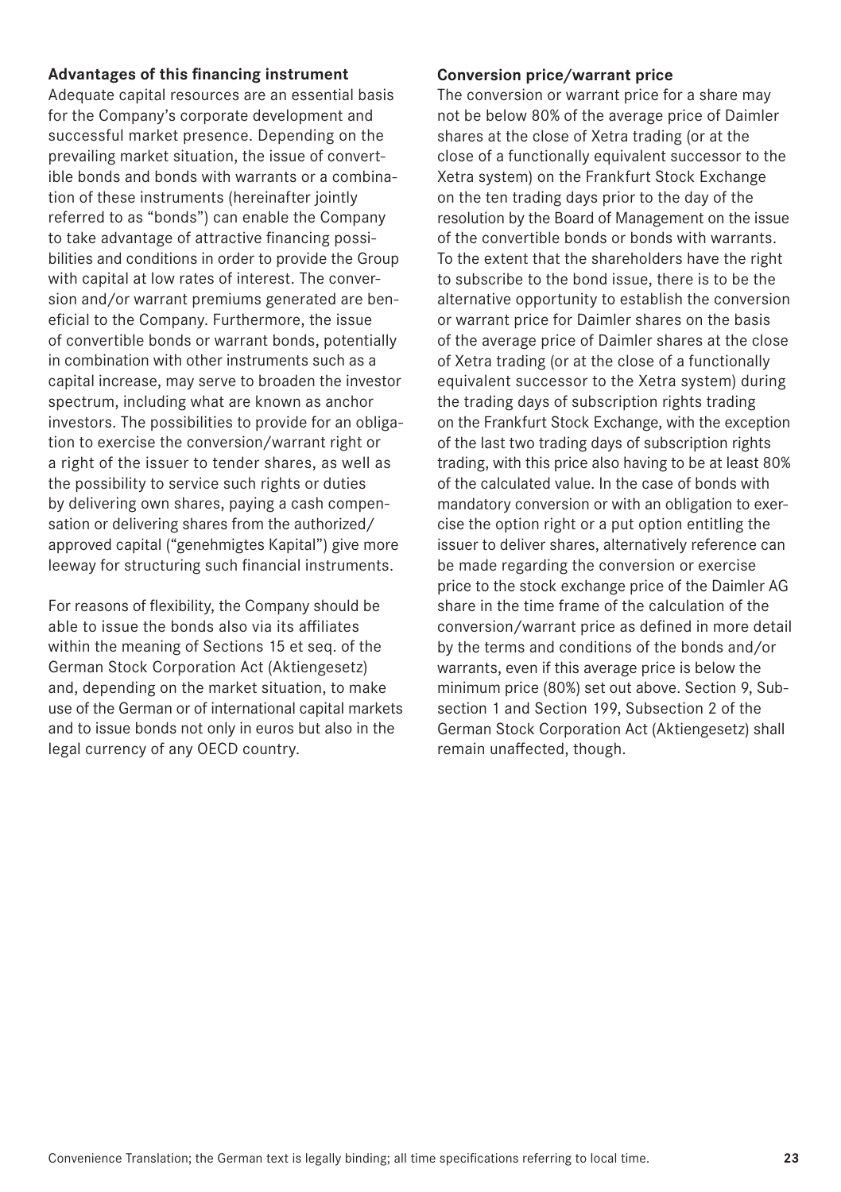**Advantages of this financing instrument**

Adequate capital resources are an essential basis for the Company's corporate development and successful market presence. Depending on the prevailing market situation, the issue of convertible bonds and bonds with warrants or a combination of these instruments (hereinafter jointly referred to as "bonds") can enable the Company to take advantage of attractive financing possibilities and conditions in order to provide the Group with capital at low rates of interest. The conversion and/or warrant premiums generated are beneficial to the Company. Furthermore, the issue of convertible bonds or warrant bonds, potentially in combination with other instruments such as a capital increase, may serve to broaden the investor spectrum, including what are known as anchor investors. The possibilities to provide for an obligation to exercise the conversion/warrant right or a right of the issuer to tender shares, as well as the possibility to service such rights or duties by delivering own shares, paying a cash compensation or delivering shares from the authorized/approved capital ("genehmigtes Kapital") give more leeway for structuring such financial instruments.

For reasons of flexibility, the Company should be able to issue the bonds also via its affiliates within the meaning of Sections 15 et seq. of the German Stock Corporation Act (Aktiengesetz) and, depending on the market situation, to make use of the German or of international capital markets and to issue bonds not only in euros but also in the legal currency of any OECD country.

**Conversion price/warrant price**

The conversion or warrant price for a share may not be below 80% of the average price of Daimler shares at the close of Xetra trading (or at the close of a functionally equivalent successor to the Xetra system) on the Frankfurt Stock Exchange on the ten trading days prior to the day of the resolution by the Board of Management on the issue of the convertible bonds or bonds with warrants. To the extent that the shareholders have the right to subscribe to the bond issue, there is to be the alternative opportunity to establish the conversion or warrant price for Daimler shares on the basis of the average price of Daimler shares at the close of Xetra trading (or at the close of a functionally equivalent successor to the Xetra system) during the trading days of subscription rights trading on the Frankfurt Stock Exchange, with the exception of the last two trading days of subscription rights trading, with this price also having to be at least 80% of the calculated value. In the case of bonds with mandatory conversion or with an obligation to exercise the option right or a put option entitling the issuer to deliver shares, alternatively reference can be made regarding the conversion or exercise price to the stock exchange price of the Daimler AG share in the time frame of the calculation of the conversion/warrant price as defined in more detail by the terms and conditions of the bonds and/or warrants, even if this average price is below the minimum price (80%) set out above. Section 9, Subsection 1 and Section 199, Subsection 2 of the German Stock Corporation Act (Aktiengesetz) shall remain unaffected, though.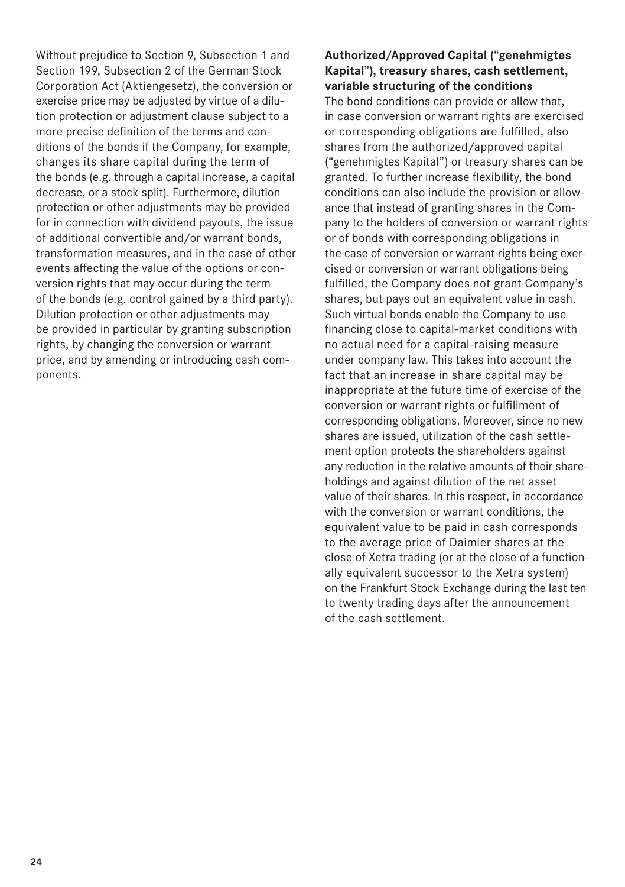Without prejudice to Section 9, Subsection 1 and Section 199, Subsection 2 of the German Stock Corporation Act (Aktiengesetz), the conversion or exercise price may be adjusted by virtue of a dilution protection or adjustment clause subject to a more precise definition of the terms and conditions of the bonds if the Company, for example, changes its share capital during the term of the bonds (e.g. through a capital increase, a capital decrease, or a stock split). Furthermore, dilution protection or other adjustments may be provided for in connection with dividend payouts, the issue of additional convertible and/or warrant bonds, transformation measures, and in the case of other events affecting the value of the options or conversion rights that may occur during the term of the bonds (e.g. control gained by a third party). Dilution protection or other adjustments may be provided in particular by granting subscription rights, by changing the conversion or warrant price, and by amending or introducing cash components.

**Authorized/Approved Capital ("genehmigtes Kapital"), treasury shares, cash settlement, variable structuring of the conditions**

The bond conditions can provide or allow that, in case conversion or warrant rights are exercised or corresponding obligations are fulfilled, also shares from the authorized/approved capital ("genehmigtes Kapital") or treasury shares can be granted. To further increase flexibility, the bond conditions can also include the provision or allowance that instead of granting shares in the Company to the holders of conversion or warrant rights or of bonds with corresponding obligations in the case of conversion or warrant rights being exercised or conversion or warrant obligations being fulfilled, the Company does not grant Company's shares, but pays out an equivalent value in cash. Such virtual bonds enable the Company to use financing close to capital-market conditions with no actual need for a capital-raising measure under company law. This takes into account the fact that an increase in share capital may be inappropriate at the future time of exercise of the conversion or warrant rights or fulfillment of corresponding obligations. Moreover, since no new shares are issued, utilization of the cash settlement option protects the shareholders against any reduction in the relative amounts of their shareholdings and against dilution of the net asset value of their shares. In this respect, in accordance with the conversion or warrant conditions, the equivalent value to be paid in cash corresponds to the average price of Daimler shares at the close of Xetra trading (or at the close of a functionally equivalent successor to the Xetra system) on the Frankfurt Stock Exchange during the last ten to twenty trading days after the announcement of the cash settlement.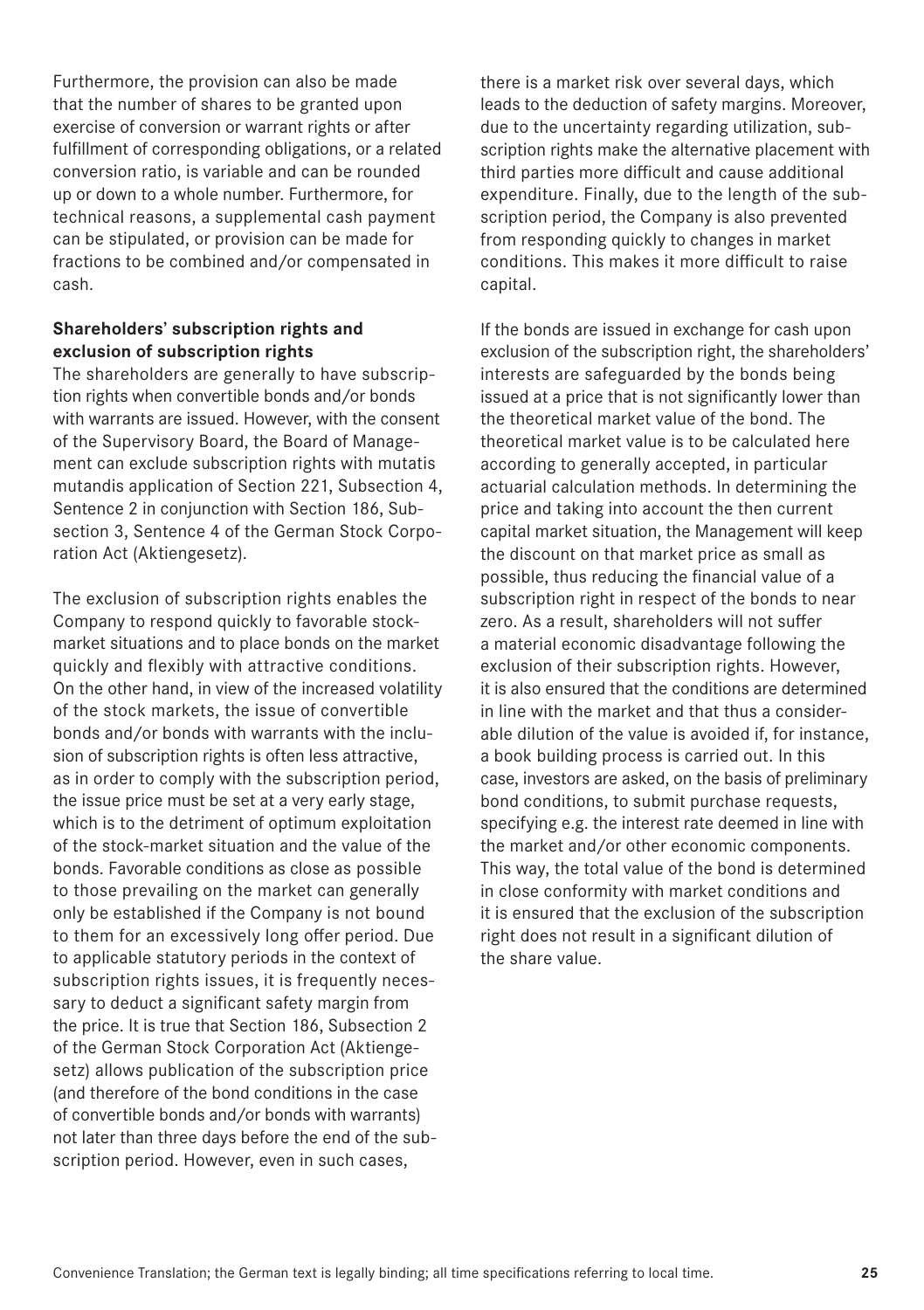Furthermore, the provision can also be made that the number of shares to be granted upon exercise of conversion or warrant rights or after fulfillment of corresponding obligations, or a related conversion ratio, is variable and can be rounded up or down to a whole number. Furthermore, for technical reasons, a supplemental cash payment can be stipulated, or provision can be made for fractions to be combined and/or compensated in cash.

**Shareholders' subscription rights and exclusion of subscription rights**

The shareholders are generally to have subscription rights when convertible bonds and/or bonds with warrants are issued. However, with the consent of the Supervisory Board, the Board of Management can exclude subscription rights with mutatis mutandis application of Section 221, Subsection 4, Sentence 2 in conjunction with Section 186, Subsection 3, Sentence 4 of the German Stock Corporation Act (Aktiengesetz).

The exclusion of subscription rights enables the Company to respond quickly to favorable stock-market situations and to place bonds on the market quickly and flexibly with attractive conditions. On the other hand, in view of the increased volatility of the stock markets, the issue of convertible bonds and/or bonds with warrants with the inclusion of subscription rights is often less attractive, as in order to comply with the subscription period, the issue price must be set at a very early stage, which is to the detriment of optimum exploitation of the stock-market situation and the value of the bonds. Favorable conditions as close as possible to those prevailing on the market can generally only be established if the Company is not bound to them for an excessively long offer period. Due to applicable statutory periods in the context of subscription rights issues, it is frequently necessary to deduct a significant safety margin from the price. It is true that Section 186, Subsection 2 of the German Stock Corporation Act (Aktiengesetz) allows publication of the subscription price (and therefore of the bond conditions in the case of convertible bonds and/or bonds with warrants) not later than three days before the end of the subscription period. However, even in such cases, there is a market risk over several days, which leads to the deduction of safety margins. Moreover, due to the uncertainty regarding utilization, subscription rights make the alternative placement with third parties more difficult and cause additional expenditure. Finally, due to the length of the subscription period, the Company is also prevented from responding quickly to changes in market conditions. This makes it more difficult to raise capital.

If the bonds are issued in exchange for cash upon exclusion of the subscription right, the shareholders' interests are safeguarded by the bonds being issued at a price that is not significantly lower than the theoretical market value of the bond. The theoretical market value is to be calculated here according to generally accepted, in particular actuarial calculation methods. In determining the price and taking into account the then current capital market situation, the Management will keep the discount on that market price as small as possible, thus reducing the financial value of a subscription right in respect of the bonds to near zero. As a result, shareholders will not suffer a material economic disadvantage following the exclusion of their subscription rights. However, it is also ensured that the conditions are determined in line with the market and that thus a considerable dilution of the value is avoided if, for instance, a book building process is carried out. In this case, investors are asked, on the basis of preliminary bond conditions, to submit purchase requests, specifying e.g. the interest rate deemed in line with the market and/or other economic components. This way, the total value of the bond is determined in close conformity with market conditions and it is ensured that the exclusion of the subscription right does not result in a significant dilution of the share value.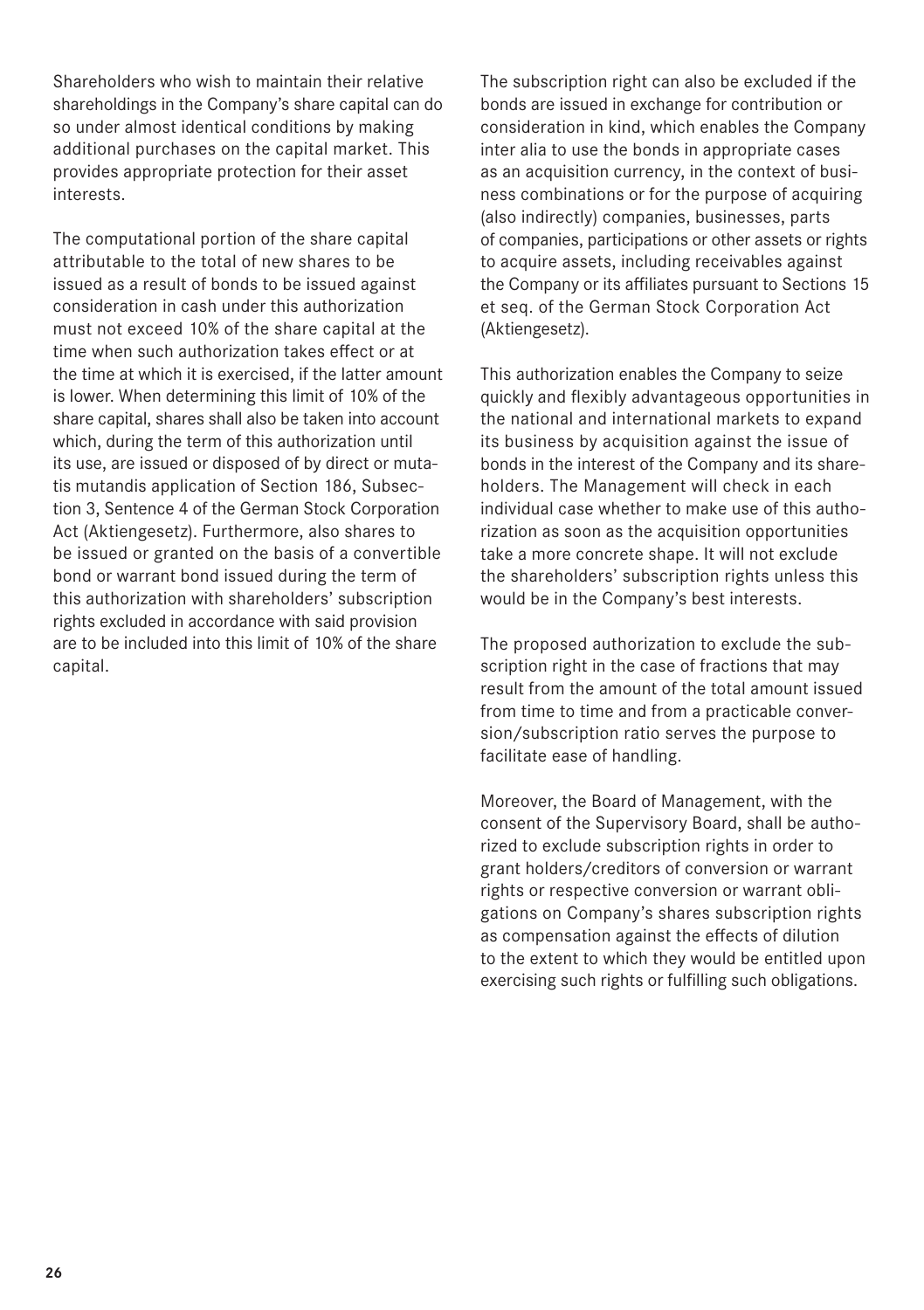Shareholders who wish to maintain their relative shareholdings in the Company's share capital can do so under almost identical conditions by making additional purchases on the capital market. This provides appropriate protection for their asset interests.

The computational portion of the share capital attributable to the total of new shares to be issued as a result of bonds to be issued against consideration in cash under this authorization must not exceed 10% of the share capital at the time when such authorization takes effect or at the time at which it is exercised, if the latter amount is lower. When determining this limit of 10% of the share capital, shares shall also be taken into account which, during the term of this authorization until its use, are issued or disposed of by direct or mutatis mutandis application of Section 186, Subsection 3, Sentence 4 of the German Stock Corporation Act (Aktiengesetz). Furthermore, also shares to be issued or granted on the basis of a convertible bond or warrant bond issued during the term of this authorization with shareholders' subscription rights excluded in accordance with said provision are to be included into this limit of 10% of the share capital.

The subscription right can also be excluded if the bonds are issued in exchange for contribution or consideration in kind, which enables the Company inter alia to use the bonds in appropriate cases as an acquisition currency, in the context of business combinations or for the purpose of acquiring (also indirectly) companies, businesses, parts of companies, participations or other assets or rights to acquire assets, including receivables against the Company or its affiliates pursuant to Sections 15 et seq. of the German Stock Corporation Act (Aktiengesetz).

This authorization enables the Company to seize quickly and flexibly advantageous opportunities in the national and international markets to expand its business by acquisition against the issue of bonds in the interest of the Company and its shareholders. The Management will check in each individual case whether to make use of this authorization as soon as the acquisition opportunities take a more concrete shape. It will not exclude the shareholders' subscription rights unless this would be in the Company's best interests.

The proposed authorization to exclude the subscription right in the case of fractions that may result from the amount of the total amount issued from time to time and from a practicable conversion/subscription ratio serves the purpose to facilitate ease of handling.

Moreover, the Board of Management, with the consent of the Supervisory Board, shall be authorized to exclude subscription rights in order to grant holders/creditors of conversion or warrant rights or respective conversion or warrant obligations on Company's shares subscription rights as compensation against the effects of dilution to the extent to which they would be entitled upon exercising such rights or fulfilling such obligations.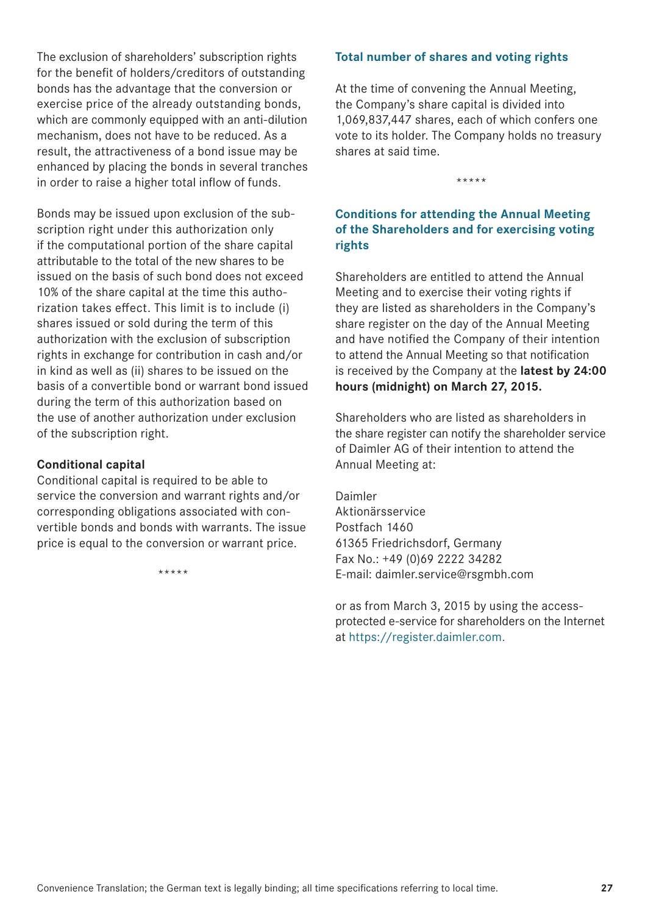The exclusion of shareholders' subscription rights for the benefit of holders/creditors of outstanding bonds has the advantage that the conversion or exercise price of the already outstanding bonds, which are commonly equipped with an anti-dilution mechanism, does not have to be reduced. As a result, the attractiveness of a bond issue may be enhanced by placing the bonds in several tranches in order to raise a higher total inflow of funds.

Bonds may be issued upon exclusion of the subscription right under this authorization only if the computational portion of the share capital attributable to the total of the new shares to be issued on the basis of such bond does not exceed 10% of the share capital at the time this authorization takes effect. This limit is to include (i) shares issued or sold during the term of this authorization with the exclusion of subscription rights in exchange for contribution in cash and/or in kind as well as (ii) shares to be issued on the basis of a convertible bond or warrant bond issued during the term of this authorization based on the use of another authorization under exclusion of the subscription right.

**Conditional capital**

Conditional capital is required to be able to service the conversion and warrant rights and/or corresponding obligations associated with convertible bonds and bonds with warrants. The issue price is equal to the conversion or warrant price.

\*\*\*\*\*

## Total number of shares and voting rights

At the time of convening the Annual Meeting, the Company's share capital is divided into 1,069,837,447 shares, each of which confers one vote to its holder. The Company holds no treasury shares at said time.

\*\*\*\*\*

## Conditions for attending the Annual Meeting of the Shareholders and for exercising voting rights

Shareholders are entitled to attend the Annual Meeting and to exercise their voting rights if they are listed as shareholders in the Company's share register on the day of the Annual Meeting and have notified the Company of their intention to attend the Annual Meeting so that notification is received by the Company at the **latest by 24:00 hours (midnight) on March 27, 2015.**

Shareholders who are listed as shareholders in the share register can notify the shareholder service of Daimler AG of their intention to attend the Annual Meeting at:

Daimler
Aktionärsservice
Postfach 1460
61365 Friedrichsdorf, Germany
Fax No.: +49 (0)69 2222 34282
E-mail: daimler.service@rsgmbh.com

or as from March 3, 2015 by using the access-protected e-service for shareholders on the Internet at https://register.daimler.com.

Convenience Translation; the German text is legally binding; all time specifications referring to local time.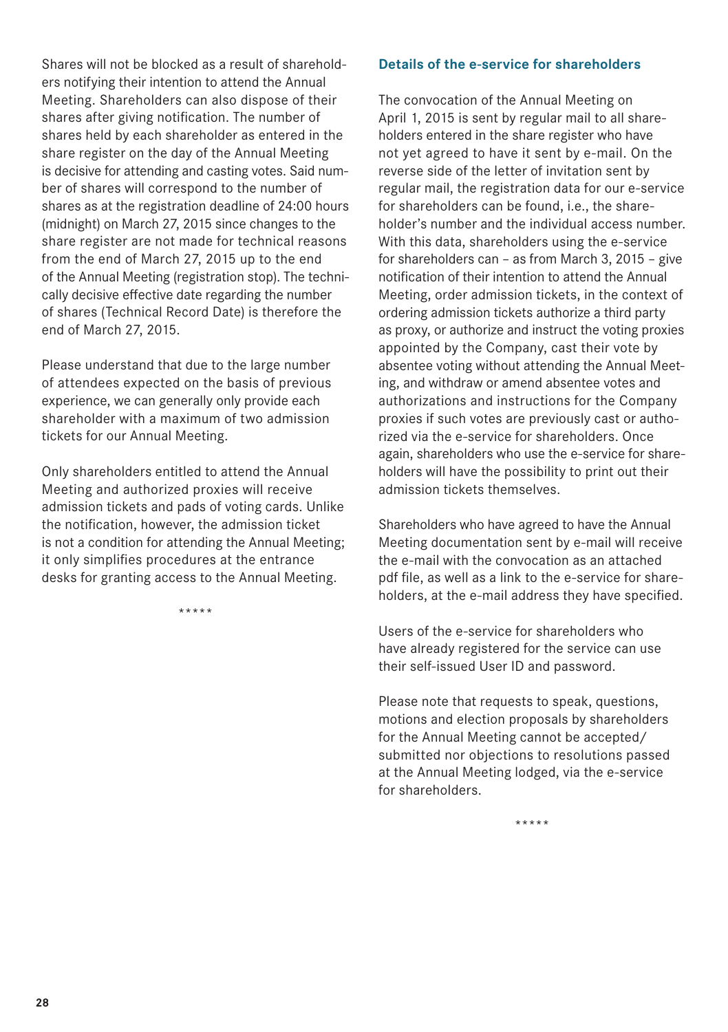Shares will not be blocked as a result of shareholders notifying their intention to attend the Annual Meeting. Shareholders can also dispose of their shares after giving notification. The number of shares held by each shareholder as entered in the share register on the day of the Annual Meeting is decisive for attending and casting votes. Said number of shares will correspond to the number of shares as at the registration deadline of 24:00 hours (midnight) on March 27, 2015 since changes to the share register are not made for technical reasons from the end of March 27, 2015 up to the end of the Annual Meeting (registration stop). The technically decisive effective date regarding the number of shares (Technical Record Date) is therefore the end of March 27, 2015.

Please understand that due to the large number of attendees expected on the basis of previous experience, we can generally only provide each shareholder with a maximum of two admission tickets for our Annual Meeting.

Only shareholders entitled to attend the Annual Meeting and authorized proxies will receive admission tickets and pads of voting cards. Unlike the notification, however, the admission ticket is not a condition for attending the Annual Meeting; it only simplifies procedures at the entrance desks for granting access to the Annual Meeting.

\*\*\*\*\*

## Details of the e-service for shareholders

The convocation of the Annual Meeting on April 1, 2015 is sent by regular mail to all shareholders entered in the share register who have not yet agreed to have it sent by e-mail. On the reverse side of the letter of invitation sent by regular mail, the registration data for our e-service for shareholders can be found, i.e., the shareholder's number and the individual access number. With this data, shareholders using the e-service for shareholders can – as from March 3, 2015 – give notification of their intention to attend the Annual Meeting, order admission tickets, in the context of ordering admission tickets authorize a third party as proxy, or authorize and instruct the voting proxies appointed by the Company, cast their vote by absentee voting without attending the Annual Meeting, and withdraw or amend absentee votes and authorizations and instructions for the Company proxies if such votes are previously cast or authorized via the e-service for shareholders. Once again, shareholders who use the e-service for shareholders will have the possibility to print out their admission tickets themselves.

Shareholders who have agreed to have the Annual Meeting documentation sent by e-mail will receive the e-mail with the convocation as an attached pdf file, as well as a link to the e-service for shareholders, at the e-mail address they have specified.

Users of the e-service for shareholders who have already registered for the service can use their self-issued User ID and password.

Please note that requests to speak, questions, motions and election proposals by shareholders for the Annual Meeting cannot be accepted/submitted nor objections to resolutions passed at the Annual Meeting lodged, via the e-service for shareholders.

\*\*\*\*\*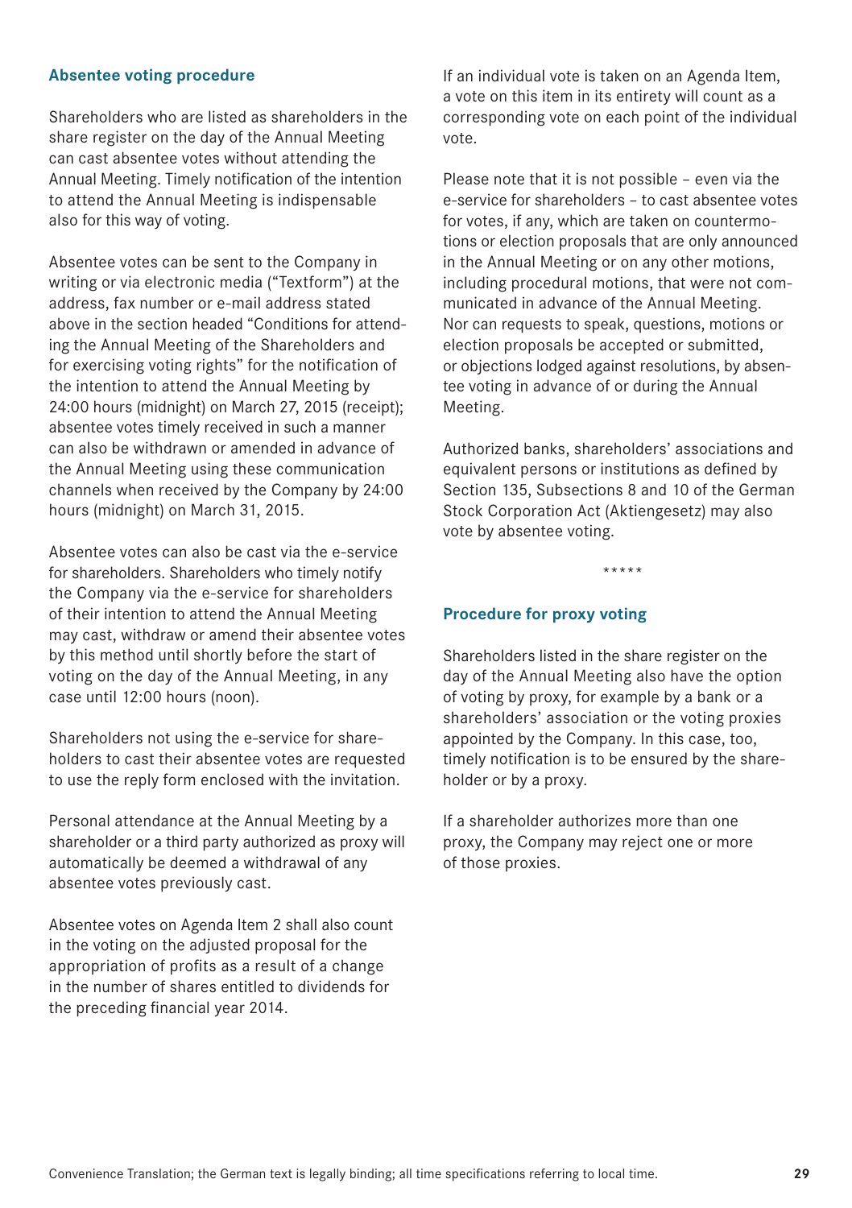### Absentee voting procedure

Shareholders who are listed as shareholders in the share register on the day of the Annual Meeting can cast absentee votes without attending the Annual Meeting. Timely notification of the intention to attend the Annual Meeting is indispensable also for this way of voting.

Absentee votes can be sent to the Company in writing or via electronic media ("Textform") at the address, fax number or e-mail address stated above in the section headed "Conditions for attending the Annual Meeting of the Shareholders and for exercising voting rights" for the notification of the intention to attend the Annual Meeting by 24:00 hours (midnight) on March 27, 2015 (receipt); absentee votes timely received in such a manner can also be withdrawn or amended in advance of the Annual Meeting using these communication channels when received by the Company by 24:00 hours (midnight) on March 31, 2015.

Absentee votes can also be cast via the e-service for shareholders. Shareholders who timely notify the Company via the e-service for shareholders of their intention to attend the Annual Meeting may cast, withdraw or amend their absentee votes by this method until shortly before the start of voting on the day of the Annual Meeting, in any case until 12:00 hours (noon).

Shareholders not using the e-service for shareholders to cast their absentee votes are requested to use the reply form enclosed with the invitation.

Personal attendance at the Annual Meeting by a shareholder or a third party authorized as proxy will automatically be deemed a withdrawal of any absentee votes previously cast.

Absentee votes on Agenda Item 2 shall also count in the voting on the adjusted proposal for the appropriation of profits as a result of a change in the number of shares entitled to dividends for the preceding financial year 2014.

If an individual vote is taken on an Agenda Item, a vote on this item in its entirety will count as a corresponding vote on each point of the individual vote.

Please note that it is not possible – even via the e-service for shareholders – to cast absentee votes for votes, if any, which are taken on countermotions or election proposals that are only announced in the Annual Meeting or on any other motions, including procedural motions, that were not communicated in advance of the Annual Meeting. Nor can requests to speak, questions, motions or election proposals be accepted or submitted, or objections lodged against resolutions, by absentee voting in advance of or during the Annual Meeting.

Authorized banks, shareholders' associations and equivalent persons or institutions as defined by Section 135, Subsections 8 and 10 of the German Stock Corporation Act (Aktiengesetz) may also vote by absentee voting.

*****

### Procedure for proxy voting

Shareholders listed in the share register on the day of the Annual Meeting also have the option of voting by proxy, for example by a bank or a shareholders' association or the voting proxies appointed by the Company. In this case, too, timely notification is to be ensured by the shareholder or by a proxy.

If a shareholder authorizes more than one proxy, the Company may reject one or more of those proxies.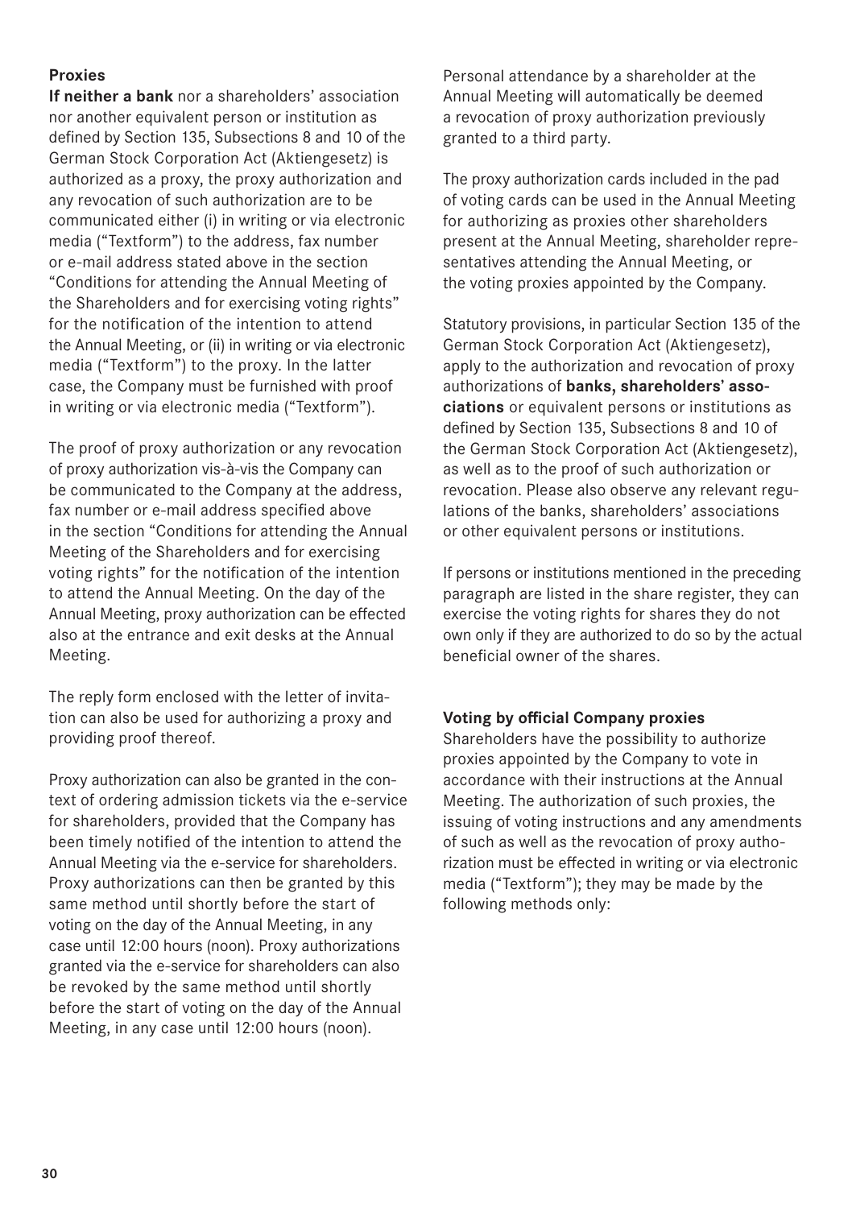**Proxies**

**If neither a bank** nor a shareholders' association nor another equivalent person or institution as defined by Section 135, Subsections 8 and 10 of the German Stock Corporation Act (Aktiengesetz) is authorized as a proxy, the proxy authorization and any revocation of such authorization are to be communicated either (i) in writing or via electronic media ("Textform") to the address, fax number or e-mail address stated above in the section "Conditions for attending the Annual Meeting of the Shareholders and for exercising voting rights" for the notification of the intention to attend the Annual Meeting, or (ii) in writing or via electronic media ("Textform") to the proxy. In the latter case, the Company must be furnished with proof in writing or via electronic media ("Textform").

The proof of proxy authorization or any revocation of proxy authorization vis-à-vis the Company can be communicated to the Company at the address, fax number or e-mail address specified above in the section "Conditions for attending the Annual Meeting of the Shareholders and for exercising voting rights" for the notification of the intention to attend the Annual Meeting. On the day of the Annual Meeting, proxy authorization can be effected also at the entrance and exit desks at the Annual Meeting.

The reply form enclosed with the letter of invitation can also be used for authorizing a proxy and providing proof thereof.

Proxy authorization can also be granted in the context of ordering admission tickets via the e-service for shareholders, provided that the Company has been timely notified of the intention to attend the Annual Meeting via the e-service for shareholders. Proxy authorizations can then be granted by this same method until shortly before the start of voting on the day of the Annual Meeting, in any case until 12:00 hours (noon). Proxy authorizations granted via the e-service for shareholders can also be revoked by the same method until shortly before the start of voting on the day of the Annual Meeting, in any case until 12:00 hours (noon).

Personal attendance by a shareholder at the Annual Meeting will automatically be deemed a revocation of proxy authorization previously granted to a third party.

The proxy authorization cards included in the pad of voting cards can be used in the Annual Meeting for authorizing as proxies other shareholders present at the Annual Meeting, shareholder representatives attending the Annual Meeting, or the voting proxies appointed by the Company.

Statutory provisions, in particular Section 135 of the German Stock Corporation Act (Aktiengesetz), apply to the authorization and revocation of proxy authorizations of **banks, shareholders' associations** or equivalent persons or institutions as defined by Section 135, Subsections 8 and 10 of the German Stock Corporation Act (Aktiengesetz), as well as to the proof of such authorization or revocation. Please also observe any relevant regulations of the banks, shareholders' associations or other equivalent persons or institutions.

If persons or institutions mentioned in the preceding paragraph are listed in the share register, they can exercise the voting rights for shares they do not own only if they are authorized to do so by the actual beneficial owner of the shares.

**Voting by official Company proxies**

Shareholders have the possibility to authorize proxies appointed by the Company to vote in accordance with their instructions at the Annual Meeting. The authorization of such proxies, the issuing of voting instructions and any amendments of such as well as the revocation of proxy authorization must be effected in writing or via electronic media ("Textform"); they may be made by the following methods only: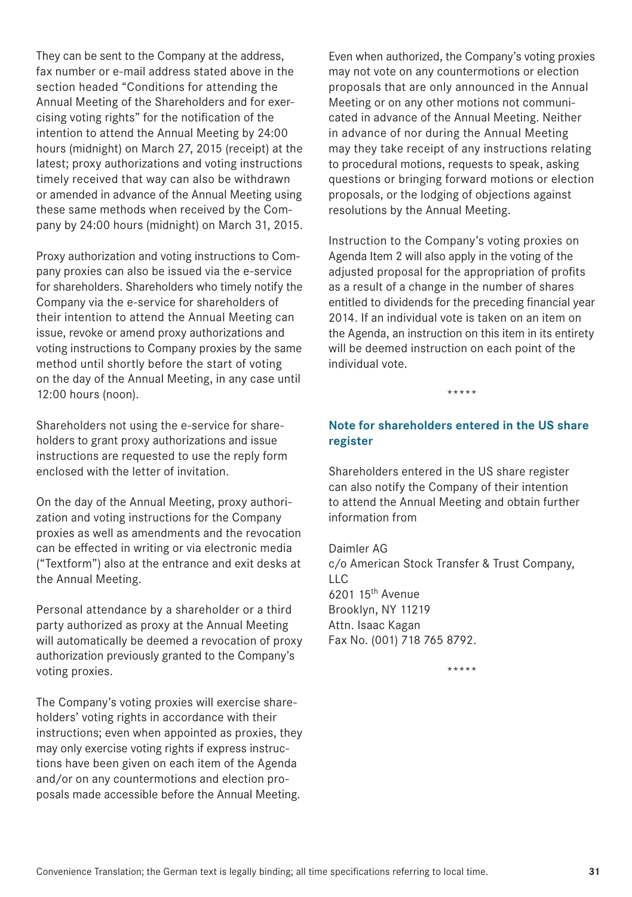They can be sent to the Company at the address, fax number or e-mail address stated above in the section headed "Conditions for attending the Annual Meeting of the Shareholders and for exercising voting rights" for the notification of the intention to attend the Annual Meeting by 24:00 hours (midnight) on March 27, 2015 (receipt) at the latest; proxy authorizations and voting instructions timely received that way can also be withdrawn or amended in advance of the Annual Meeting using these same methods when received by the Company by 24:00 hours (midnight) on March 31, 2015.

Proxy authorization and voting instructions to Company proxies can also be issued via the e-service for shareholders. Shareholders who timely notify the Company via the e-service for shareholders of their intention to attend the Annual Meeting can issue, revoke or amend proxy authorizations and voting instructions to Company proxies by the same method until shortly before the start of voting on the day of the Annual Meeting, in any case until 12:00 hours (noon).

Shareholders not using the e-service for shareholders to grant proxy authorizations and issue instructions are requested to use the reply form enclosed with the letter of invitation.

On the day of the Annual Meeting, proxy authorization and voting instructions for the Company proxies as well as amendments and the revocation can be effected in writing or via electronic media ("Textform") also at the entrance and exit desks at the Annual Meeting.

Personal attendance by a shareholder or a third party authorized as proxy at the Annual Meeting will automatically be deemed a revocation of proxy authorization previously granted to the Company's voting proxies.

The Company's voting proxies will exercise shareholders' voting rights in accordance with their instructions; even when appointed as proxies, they may only exercise voting rights if express instructions have been given on each item of the Agenda and/or on any countermotions and election proposals made accessible before the Annual Meeting.

Even when authorized, the Company's voting proxies may not vote on any countermotions or election proposals that are only announced in the Annual Meeting or on any other motions not communicated in advance of the Annual Meeting. Neither in advance of nor during the Annual Meeting may they take receipt of any instructions relating to procedural motions, requests to speak, asking questions or bringing forward motions or election proposals, or the lodging of objections against resolutions by the Annual Meeting.

Instruction to the Company's voting proxies on Agenda Item 2 will also apply in the voting of the adjusted proposal for the appropriation of profits as a result of a change in the number of shares entitled to dividends for the preceding financial year 2014. If an individual vote is taken on an item on the Agenda, an instruction on this item in its entirety will be deemed instruction on each point of the individual vote.

*****

## Note for shareholders entered in the US share register

Shareholders entered in the US share register can also notify the Company of their intention to attend the Annual Meeting and obtain further information from

Daimler AG  
c/o American Stock Transfer & Trust Company, LLC  
6201 15th Avenue  
Brooklyn, NY 11219  
Attn. Isaac Kagan  
Fax No. (001) 718 765 8792.

*****

Convenience Translation; the German text is legally binding; all time specifications referring to local time.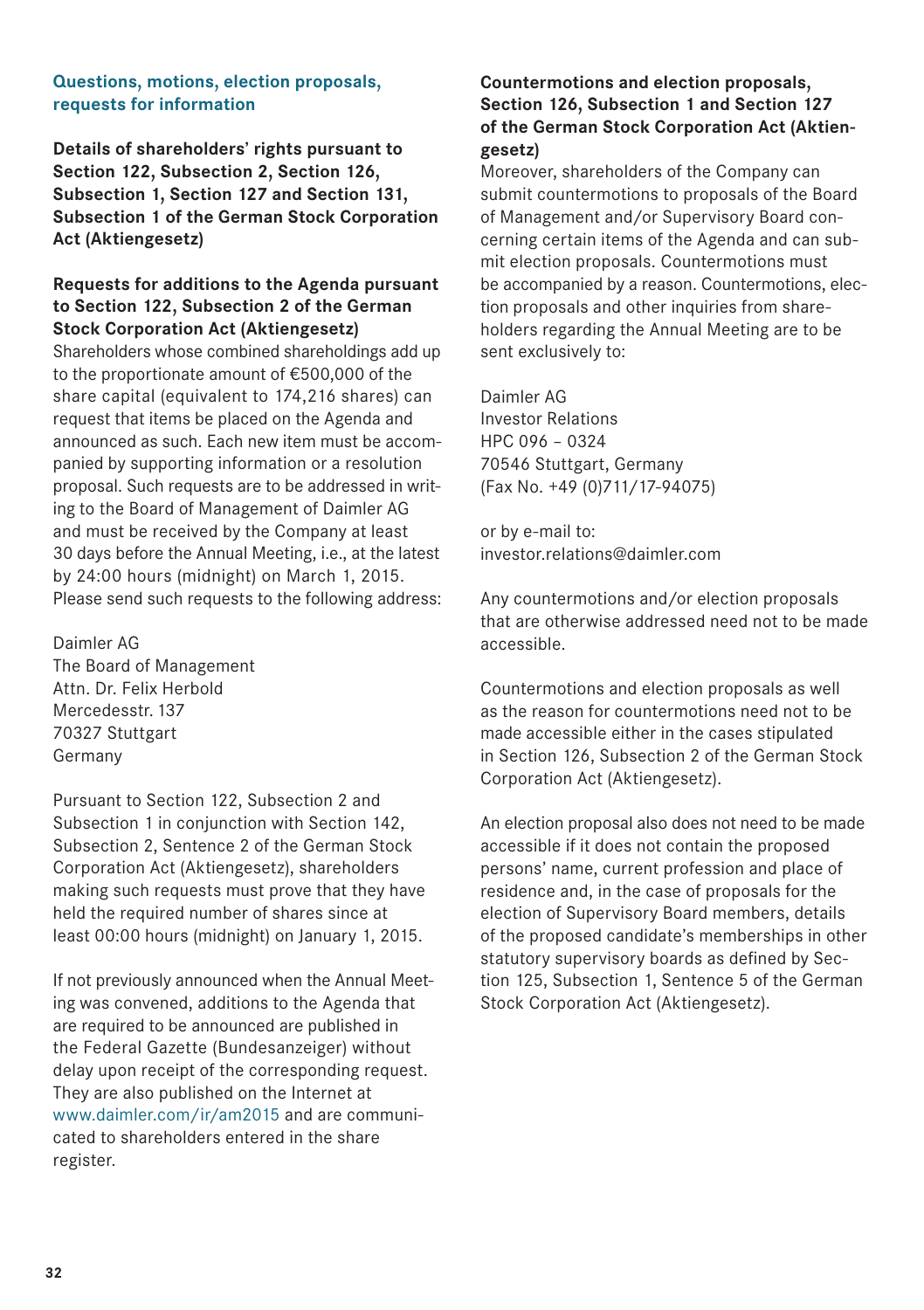## Questions, motions, election proposals, requests for information

**Details of shareholders' rights pursuant to Section 122, Subsection 2, Section 126, Subsection 1, Section 127 and Section 131, Subsection 1 of the German Stock Corporation Act (Aktiengesetz)**

**Requests for additions to the Agenda pursuant to Section 122, Subsection 2 of the German Stock Corporation Act (Aktiengesetz)**

Shareholders whose combined shareholdings add up to the proportionate amount of €500,000 of the share capital (equivalent to 174,216 shares) can request that items be placed on the Agenda and announced as such. Each new item must be accompanied by supporting information or a resolution proposal. Such requests are to be addressed in writing to the Board of Management of Daimler AG and must be received by the Company at least 30 days before the Annual Meeting, i.e., at the latest by 24:00 hours (midnight) on March 1, 2015. Please send such requests to the following address:

Daimler AG
The Board of Management
Attn. Dr. Felix Herbold
Mercedesstr. 137
70327 Stuttgart
Germany

Pursuant to Section 122, Subsection 2 and Subsection 1 in conjunction with Section 142, Subsection 2, Sentence 2 of the German Stock Corporation Act (Aktiengesetz), shareholders making such requests must prove that they have held the required number of shares since at least 00:00 hours (midnight) on January 1, 2015.

If not previously announced when the Annual Meeting was convened, additions to the Agenda that are required to be announced are published in the Federal Gazette (Bundesanzeiger) without delay upon receipt of the corresponding request. They are also published on the Internet at www.daimler.com/ir/am2015 and are communicated to shareholders entered in the share register.

**Countermotions and election proposals, Section 126, Subsection 1 and Section 127 of the German Stock Corporation Act (Aktiengesetz)**

Moreover, shareholders of the Company can submit countermotions to proposals of the Board of Management and/or Supervisory Board concerning certain items of the Agenda and can submit election proposals. Countermotions must be accompanied by a reason. Countermotions, election proposals and other inquiries from shareholders regarding the Annual Meeting are to be sent exclusively to:

Daimler AG
Investor Relations
HPC 096 – 0324
70546 Stuttgart, Germany
(Fax No. +49 (0)711/17-94075)

or by e-mail to:
investor.relations@daimler.com

Any countermotions and/or election proposals that are otherwise addressed need not to be made accessible.

Countermotions and election proposals as well as the reason for countermotions need not to be made accessible either in the cases stipulated in Section 126, Subsection 2 of the German Stock Corporation Act (Aktiengesetz).

An election proposal also does not need to be made accessible if it does not contain the proposed persons' name, current profession and place of residence and, in the case of proposals for the election of Supervisory Board members, details of the proposed candidate's memberships in other statutory supervisory boards as defined by Section 125, Subsection 1, Sentence 5 of the German Stock Corporation Act (Aktiengesetz).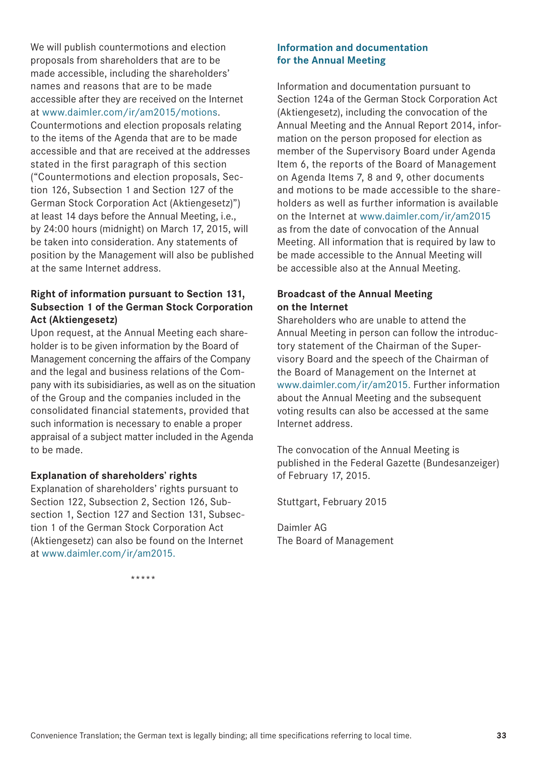We will publish countermotions and election proposals from shareholders that are to be made accessible, including the shareholders' names and reasons that are to be made accessible after they are received on the Internet at www.daimler.com/ir/am2015/motions. Countermotions and election proposals relating to the items of the Agenda that are to be made accessible and that are received at the addresses stated in the first paragraph of this section ("Countermotions and election proposals, Section 126, Subsection 1 and Section 127 of the German Stock Corporation Act (Aktiengesetz)") at least 14 days before the Annual Meeting, i.e., by 24:00 hours (midnight) on March 17, 2015, will be taken into consideration. Any statements of position by the Management will also be published at the same Internet address.

### Right of information pursuant to Section 131, Subsection 1 of the German Stock Corporation Act (Aktiengesetz)

Upon request, at the Annual Meeting each shareholder is to be given information by the Board of Management concerning the affairs of the Company and the legal and business relations of the Company with its subisidiaries, as well as on the situation of the Group and the companies included in the consolidated financial statements, provided that such information is necessary to enable a proper appraisal of a subject matter included in the Agenda to be made.

### Explanation of shareholders' rights

Explanation of shareholders' rights pursuant to Section 122, Subsection 2, Section 126, Subsection 1, Section 127 and Section 131, Subsection 1 of the German Stock Corporation Act (Aktiengesetz) can also be found on the Internet at www.daimler.com/ir/am2015.

*****

## Information and documentation for the Annual Meeting

Information and documentation pursuant to Section 124a of the German Stock Corporation Act (Aktiengesetz), including the convocation of the Annual Meeting and the Annual Report 2014, information on the person proposed for election as member of the Supervisory Board under Agenda Item 6, the reports of the Board of Management on Agenda Items 7, 8 and 9, other documents and motions to be made accessible to the shareholders as well as further information is available on the Internet at www.daimler.com/ir/am2015 as from the date of convocation of the Annual Meeting. All information that is required by law to be made accessible to the Annual Meeting will be accessible also at the Annual Meeting.

### Broadcast of the Annual Meeting on the Internet

Shareholders who are unable to attend the Annual Meeting in person can follow the introductory statement of the Chairman of the Supervisory Board and the speech of the Chairman of the Board of Management on the Internet at www.daimler.com/ir/am2015. Further information about the Annual Meeting and the subsequent voting results can also be accessed at the same Internet address.

The convocation of the Annual Meeting is published in the Federal Gazette (Bundesanzeiger) of February 17, 2015.

Stuttgart, February 2015

Daimler AG
The Board of Management

Convenience Translation; the German text is legally binding; all time specifications referring to local time.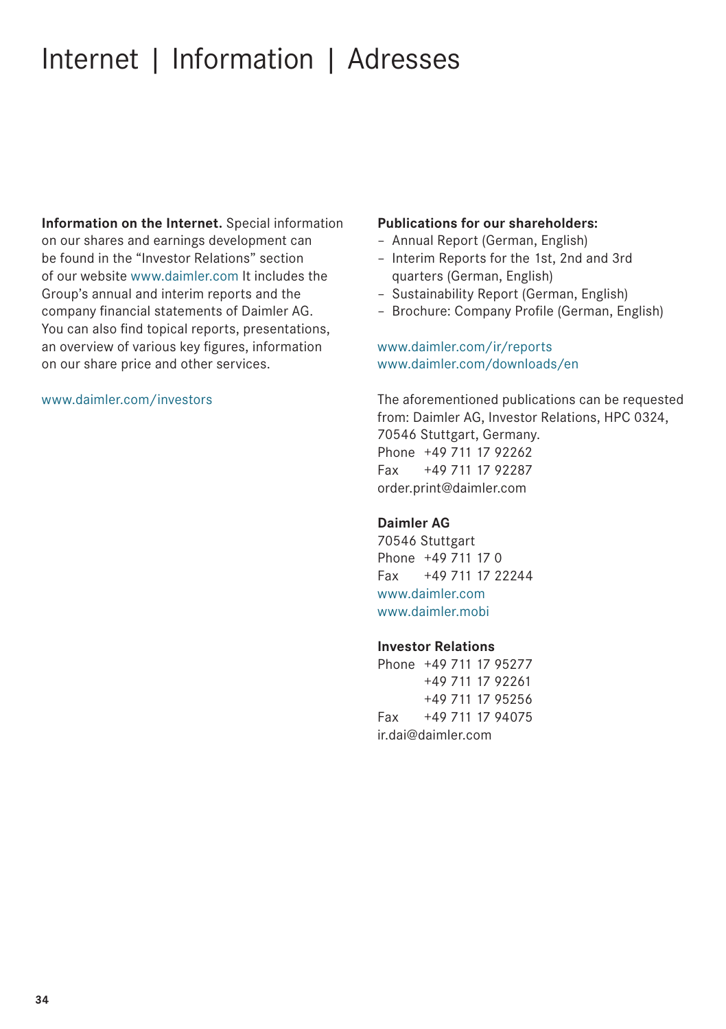# Internet | Information | Adresses

**Information on the Internet.** Special information on our shares and earnings development can be found in the “Investor Relations” section of our website www.daimler.com It includes the Group’s annual and interim reports and the company financial statements of Daimler AG. You can also find topical reports, presentations, an overview of various key figures, information on our share price and other services.

www.daimler.com/investors

**Publications for our shareholders:**

- Annual Report (German, English)
- Interim Reports for the 1st, 2nd and 3rd quarters (German, English)
- Sustainability Report (German, English)
- Brochure: Company Profile (German, English)

www.daimler.com/ir/reports
www.daimler.com/downloads/en

The aforementioned publications can be requested from: Daimler AG, Investor Relations, HPC 0324, 70546 Stuttgart, Germany.
Phone +49 711 17 92262
Fax +49 711 17 92287
order.print@daimler.com

**Daimler AG**
70546 Stuttgart
Phone +49 711 17 0
Fax +49 711 17 22244
www.daimler.com
www.daimler.mobi

**Investor Relations**
Phone +49 711 17 95277
+49 711 17 92261
+49 711 17 95256
Fax +49 711 17 94075
ir.dai@daimler.com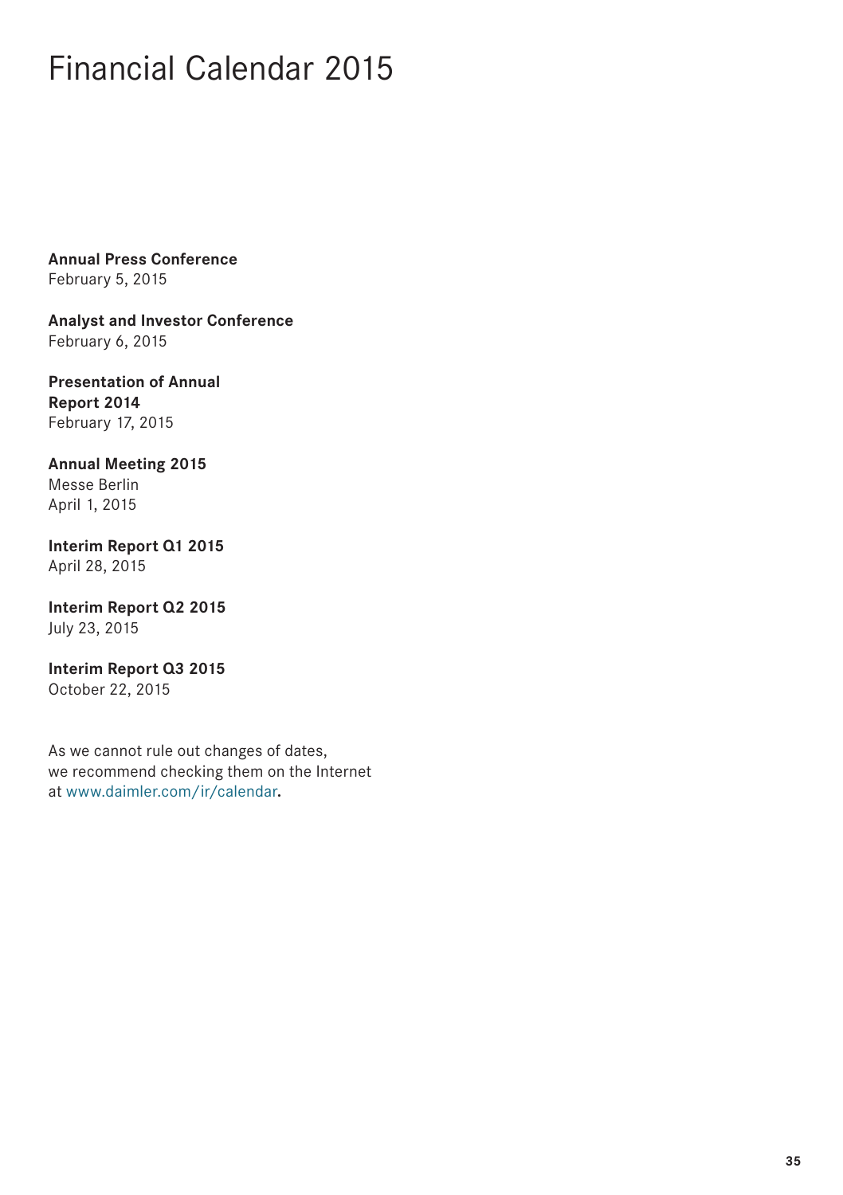# Financial Calendar 2015

**Annual Press Conference**
February 5, 2015

**Analyst and Investor Conference**
February 6, 2015

**Presentation of Annual Report 2014**
February 17, 2015

**Annual Meeting 2015**
Messe Berlin
April 1, 2015

**Interim Report Q1 2015**
April 28, 2015

**Interim Report Q2 2015**
July 23, 2015

**Interim Report Q3 2015**
October 22, 2015

As we cannot rule out changes of dates, we recommend checking them on the Internet at www.daimler.com/ir/calendar.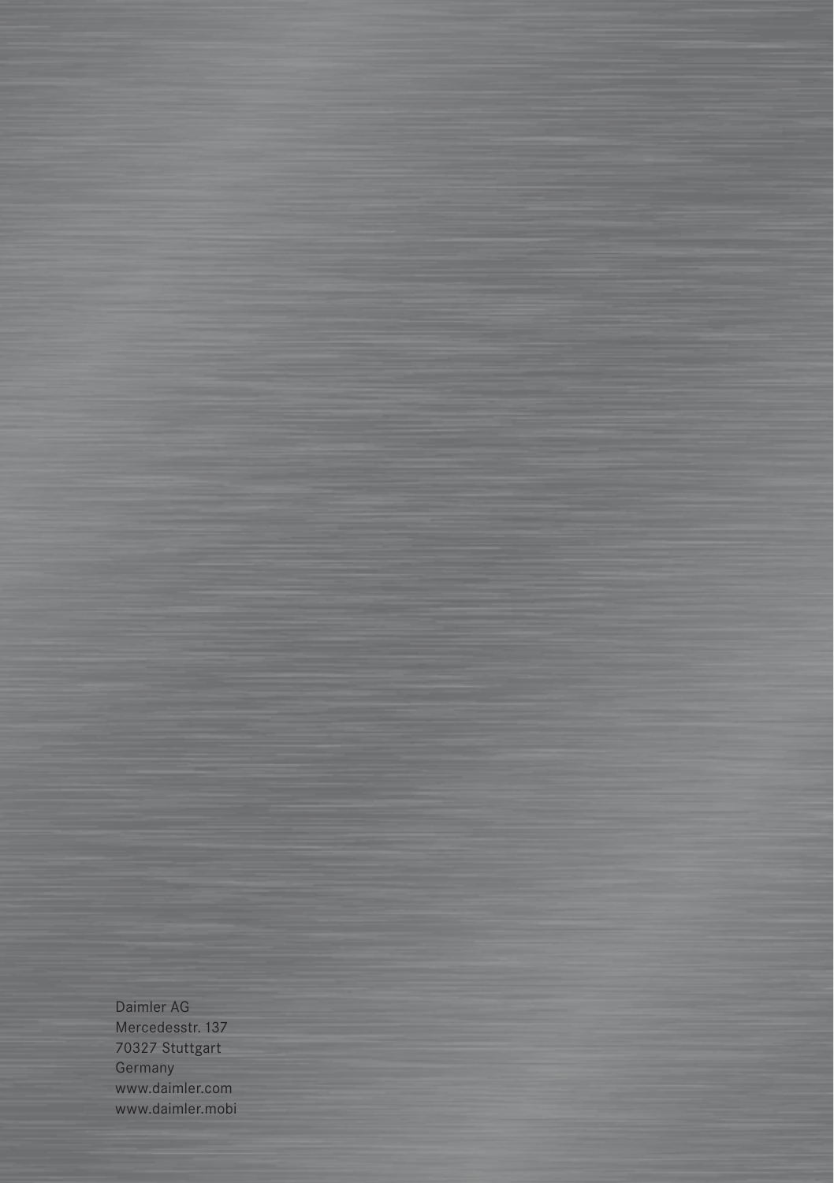Daimler AG
Mercedesstr. 137
70327 Stuttgart
Germany
www.daimler.com
www.daimler.mobi